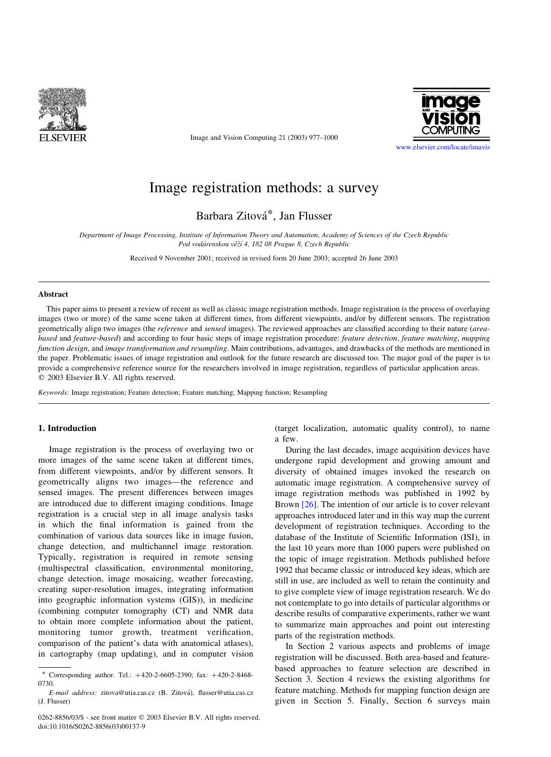# Image registration methods: a survey

Barbara Zitová*, Jan Flusser

*Department of Image Processing, Institute of Information Theory and Automation, Academy of Sciences of the Czech Republic Pod vodárenskou věží 4, 182 08 Prague 8, Czech Republic*

Received 9 November 2001; received in revised form 20 June 2003; accepted 26 June 2003

## Abstract

This paper aims to present a review of recent as well as classic image registration methods. Image registration is the process of overlaying images (two or more) of the same scene taken at different times, from different viewpoints, and/or by different sensors. The registration geometrically align two images (the *reference* and *sensed* images). The reviewed approaches are classified according to their nature (*area-based* and *feature-based*) and according to four basic steps of image registration procedure: *feature detection*, *feature matching*, *mapping function design*, and *image transformation and resampling*. Main contributions, advantages, and drawbacks of the methods are mentioned in the paper. Problematic issues of image registration and outlook for the future research are discussed too. The major goal of the paper is to provide a comprehensive reference source for the researchers involved in image registration, regardless of particular application areas.
© 2003 Elsevier B.V. All rights reserved.

*Keywords:* Image registration; Feature detection; Feature matching; Mapping function; Resampling

## 1. Introduction

Image registration is the process of overlaying two or more images of the same scene taken at different times, from different viewpoints, and/or by different sensors. It geometrically aligns two images—the reference and sensed images. The present differences between images are introduced due to different imaging conditions. Image registration is a crucial step in all image analysis tasks in which the final information is gained from the combination of various data sources like in image fusion, change detection, and multichannel image restoration. Typically, registration is required in remote sensing (multispectral classification, environmental monitoring, change detection, image mosaicing, weather forecasting, creating super-resolution images, integrating information into geographic information systems (GIS)), in medicine (combining computer tomography (CT) and NMR data to obtain more complete information about the patient, monitoring tumor growth, treatment verification, comparison of the patient's data with anatomical atlases), in cartography (map updating), and in computer vision (target localization, automatic quality control), to name a few.

During the last decades, image acquisition devices have undergone rapid development and growing amount and diversity of obtained images invoked the research on automatic image registration. A comprehensive survey of image registration methods was published in 1992 by Brown [26]. The intention of our article is to cover relevant approaches introduced later and in this way map the current development of registration techniques. According to the database of the Institute of Scientific Information (ISI), in the last 10 years more than 1000 papers were published on the topic of image registration. Methods published before 1992 that became classic or introduced key ideas, which are still in use, are included as well to retain the continuity and to give complete view of image registration research. We do not contemplate to go into details of particular algorithms or describe results of comparative experiments, rather we want to summarize main approaches and point out interesting parts of the registration methods.

In Section 2 various aspects and problems of image registration will be discussed. Both area-based and feature-based approaches to feature selection are described in Section 3. Section 4 reviews the existing algorithms for feature matching. Methods for mapping function design are given in Section 5. Finally, Section 6 surveys main

\* Corresponding author. Tel.: +420-2-6605-2390; fax: +420-2-8468-0730.

*E-mail address:* zitova@utia.cas.cz (B. Zitová), flusser@utia.cas.cz (J. Flusser)

0262-8856/03/$ - see front matter © 2003 Elsevier B.V. All rights reserved.
doi:10.1016/S0262-8856(03)00137-9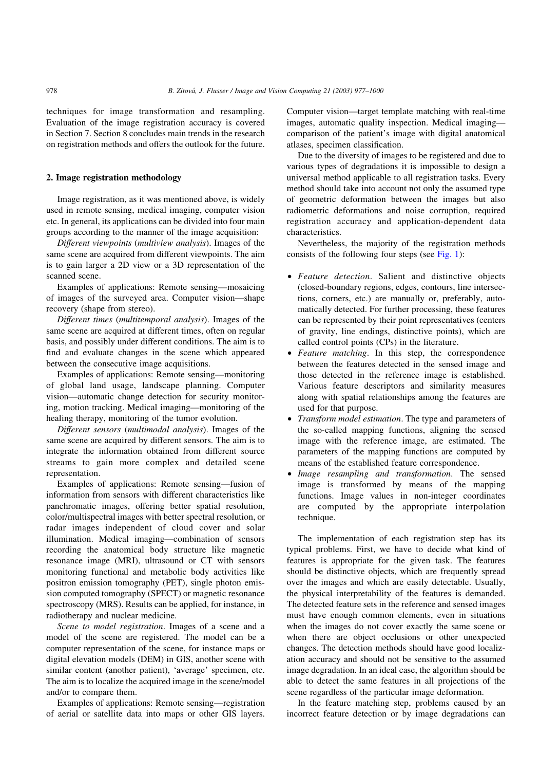techniques for image transformation and resampling. Evaluation of the image registration accuracy is covered in Section 7. Section 8 concludes main trends in the research on registration methods and offers the outlook for the future.

## 2. Image registration methodology

Image registration, as it was mentioned above, is widely used in remote sensing, medical imaging, computer vision etc. In general, its applications can be divided into four main groups according to the manner of the image acquisition:

*Different viewpoints* (*multiview analysis*). Images of the same scene are acquired from different viewpoints. The aim is to gain larger a 2D view or a 3D representation of the scanned scene.

Examples of applications: Remote sensing—mosaicing of images of the surveyed area. Computer vision—shape recovery (shape from stereo).

*Different times* (*multitemporal analysis*). Images of the same scene are acquired at different times, often on regular basis, and possibly under different conditions. The aim is to find and evaluate changes in the scene which appeared between the consecutive image acquisitions.

Examples of applications: Remote sensing—monitoring of global land usage, landscape planning. Computer vision—automatic change detection for security monitoring, motion tracking. Medical imaging—monitoring of the healing therapy, monitoring of the tumor evolution.

*Different sensors* (*multimodal analysis*). Images of the same scene are acquired by different sensors. The aim is to integrate the information obtained from different source streams to gain more complex and detailed scene representation.

Examples of applications: Remote sensing—fusion of information from sensors with different characteristics like panchromatic images, offering better spatial resolution, color/multispectral images with better spectral resolution, or radar images independent of cloud cover and solar illumination. Medical imaging—combination of sensors recording the anatomical body structure like magnetic resonance image (MRI), ultrasound or CT with sensors monitoring functional and metabolic body activities like positron emission tomography (PET), single photon emission computed tomography (SPECT) or magnetic resonance spectroscopy (MRS). Results can be applied, for instance, in radiotherapy and nuclear medicine.

*Scene to model registration*. Images of a scene and a model of the scene are registered. The model can be a computer representation of the scene, for instance maps or digital elevation models (DEM) in GIS, another scene with similar content (another patient), 'average' specimen, etc. The aim is to localize the acquired image in the scene/model and/or to compare them.

Examples of applications: Remote sensing—registration of aerial or satellite data into maps or other GIS layers. Computer vision—target template matching with real-time images, automatic quality inspection. Medical imaging—comparison of the patient's image with digital anatomical atlases, specimen classification.

Due to the diversity of images to be registered and due to various types of degradations it is impossible to design a universal method applicable to all registration tasks. Every method should take into account not only the assumed type of geometric deformation between the images but also radiometric deformations and noise corruption, required registration accuracy and application-dependent data characteristics.

Nevertheless, the majority of the registration methods consists of the following four steps (see Fig. 1):

- *Feature detection*. Salient and distinctive objects (closed-boundary regions, edges, contours, line intersections, corners, etc.) are manually or, preferably, automatically detected. For further processing, these features can be represented by their point representatives (centers of gravity, line endings, distinctive points), which are called control points (CPs) in the literature.
- *Feature matching*. In this step, the correspondence between the features detected in the sensed image and those detected in the reference image is established. Various feature descriptors and similarity measures along with spatial relationships among the features are used for that purpose.
- *Transform model estimation*. The type and parameters of the so-called mapping functions, aligning the sensed image with the reference image, are estimated. The parameters of the mapping functions are computed by means of the established feature correspondence.
- *Image resampling and transformation*. The sensed image is transformed by means of the mapping functions. Image values in non-integer coordinates are computed by the appropriate interpolation technique.

The implementation of each registration step has its typical problems. First, we have to decide what kind of features is appropriate for the given task. The features should be distinctive objects, which are frequently spread over the images and which are easily detectable. Usually, the physical interpretability of the features is demanded. The detected feature sets in the reference and sensed images must have enough common elements, even in situations when the images do not cover exactly the same scene or when there are object occlusions or other unexpected changes. The detection methods should have good localization accuracy and should not be sensitive to the assumed image degradation. In an ideal case, the algorithm should be able to detect the same features in all projections of the scene regardless of the particular image deformation.

In the feature matching step, problems caused by an incorrect feature detection or by image degradations can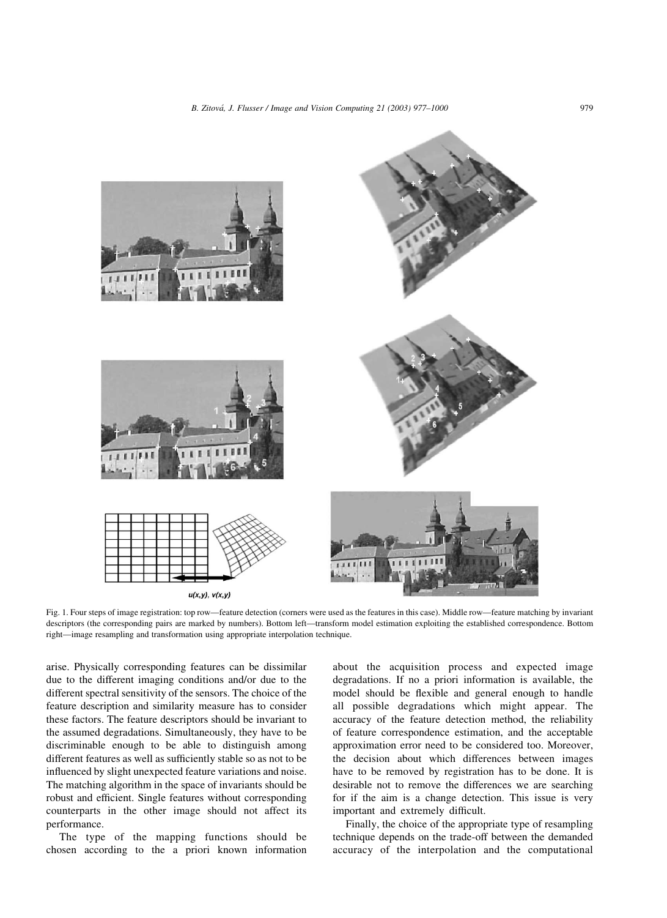Fig. 1. Four steps of image registration: top row—feature detection (corners were used as the features in this case). Middle row—feature matching by invariant descriptors (the corresponding pairs are marked by numbers). Bottom left—transform model estimation exploiting the established correspondence. Bottom right—image resampling and transformation using appropriate interpolation technique.

arise. Physically corresponding features can be dissimilar due to the different imaging conditions and/or due to the different spectral sensitivity of the sensors. The choice of the feature description and similarity measure has to consider these factors. The feature descriptors should be invariant to the assumed degradations. Simultaneously, they have to be discriminable enough to be able to distinguish among different features as well as sufficiently stable so as not to be influenced by slight unexpected feature variations and noise. The matching algorithm in the space of invariants should be robust and efficient. Single features without corresponding counterparts in the other image should not affect its performance.

The type of the mapping functions should be chosen according to the a priori known information about the acquisition process and expected image degradations. If no a priori information is available, the model should be flexible and general enough to handle all possible degradations which might appear. The accuracy of the feature detection method, the reliability of feature correspondence estimation, and the acceptable approximation error need to be considered too. Moreover, the decision about which differences between images have to be removed by registration has to be done. It is desirable not to remove the differences we are searching for if the aim is a change detection. This issue is very important and extremely difficult.

Finally, the choice of the appropriate type of resampling technique depends on the trade-off between the demanded accuracy of the interpolation and the computational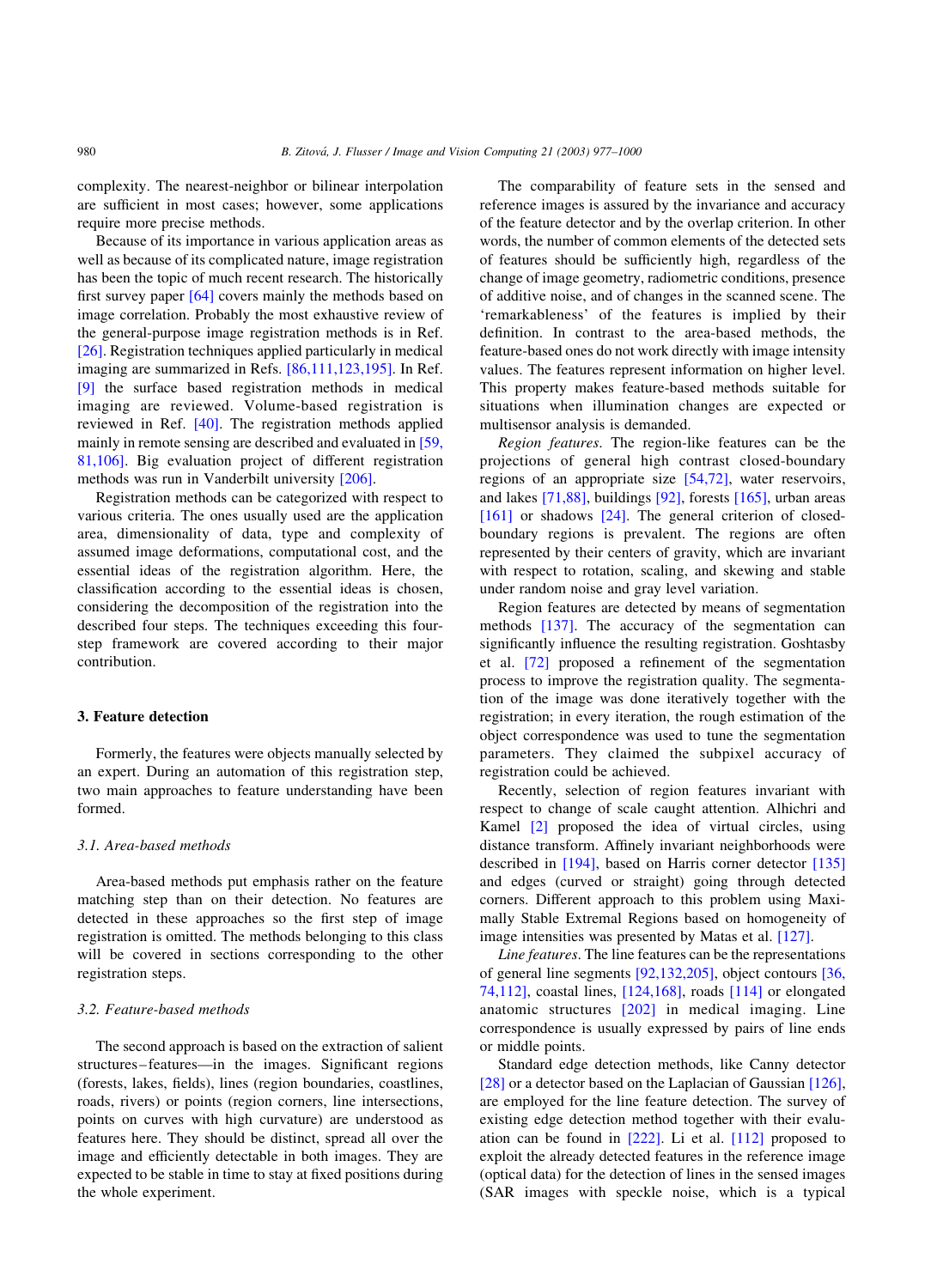complexity. The nearest-neighbor or bilinear interpolation are sufficient in most cases; however, some applications require more precise methods.

Because of its importance in various application areas as well as because of its complicated nature, image registration has been the topic of much recent research. The historically first survey paper [64] covers mainly the methods based on image correlation. Probably the most exhaustive review of the general-purpose image registration methods is in Ref. [26]. Registration techniques applied particularly in medical imaging are summarized in Refs. [86,111,123,195]. In Ref. [9] the surface based registration methods in medical imaging are reviewed. Volume-based registration is reviewed in Ref. [40]. The registration methods applied mainly in remote sensing are described and evaluated in [59, 81,106]. Big evaluation project of different registration methods was run in Vanderbilt university [206].

Registration methods can be categorized with respect to various criteria. The ones usually used are the application area, dimensionality of data, type and complexity of assumed image deformations, computational cost, and the essential ideas of the registration algorithm. Here, the classification according to the essential ideas is chosen, considering the decomposition of the registration into the described four steps. The techniques exceeding this four-step framework are covered according to their major contribution.

## 3. Feature detection

Formerly, the features were objects manually selected by an expert. During an automation of this registration step, two main approaches to feature understanding have been formed.

### 3.1. Area-based methods

Area-based methods put emphasis rather on the feature matching step than on their detection. No features are detected in these approaches so the first step of image registration is omitted. The methods belonging to this class will be covered in sections corresponding to the other registration steps.

### 3.2. Feature-based methods

The second approach is based on the extraction of salient structures–features—in the images. Significant regions (forests, lakes, fields), lines (region boundaries, coastlines, roads, rivers) or points (region corners, line intersections, points on curves with high curvature) are understood as features here. They should be distinct, spread all over the image and efficiently detectable in both images. They are expected to be stable in time to stay at fixed positions during the whole experiment.

The comparability of feature sets in the sensed and reference images is assured by the invariance and accuracy of the feature detector and by the overlap criterion. In other words, the number of common elements of the detected sets of features should be sufficiently high, regardless of the change of image geometry, radiometric conditions, presence of additive noise, and of changes in the scanned scene. The 'remarkableness' of the features is implied by their definition. In contrast to the area-based methods, the feature-based ones do not work directly with image intensity values. The features represent information on higher level. This property makes feature-based methods suitable for situations when illumination changes are expected or multisensor analysis is demanded.

*Region features*. The region-like features can be the projections of general high contrast closed-boundary regions of an appropriate size [54,72], water reservoirs, and lakes [71,88], buildings [92], forests [165], urban areas [161] or shadows [24]. The general criterion of closed-boundary regions is prevalent. The regions are often represented by their centers of gravity, which are invariant with respect to rotation, scaling, and skewing and stable under random noise and gray level variation.

Region features are detected by means of segmentation methods [137]. The accuracy of the segmentation can significantly influence the resulting registration. Goshtasby et al. [72] proposed a refinement of the segmentation process to improve the registration quality. The segmentation of the image was done iteratively together with the registration; in every iteration, the rough estimation of the object correspondence was used to tune the segmentation parameters. They claimed the subpixel accuracy of registration could be achieved.

Recently, selection of region features invariant with respect to change of scale caught attention. Alhichri and Kamel [2] proposed the idea of virtual circles, using distance transform. Affinely invariant neighborhoods were described in [194], based on Harris corner detector [135] and edges (curved or straight) going through detected corners. Different approach to this problem using Maximally Stable Extremal Regions based on homogeneity of image intensities was presented by Matas et al. [127].

*Line features*. The line features can be the representations of general line segments [92,132,205], object contours [36, 74,112], coastal lines, [124,168], roads [114] or elongated anatomic structures [202] in medical imaging. Line correspondence is usually expressed by pairs of line ends or middle points.

Standard edge detection methods, like Canny detector [28] or a detector based on the Laplacian of Gaussian [126], are employed for the line feature detection. The survey of existing edge detection method together with their evaluation can be found in [222]. Li et al. [112] proposed to exploit the already detected features in the reference image (optical data) for the detection of lines in the sensed images (SAR images with speckle noise, which is a typical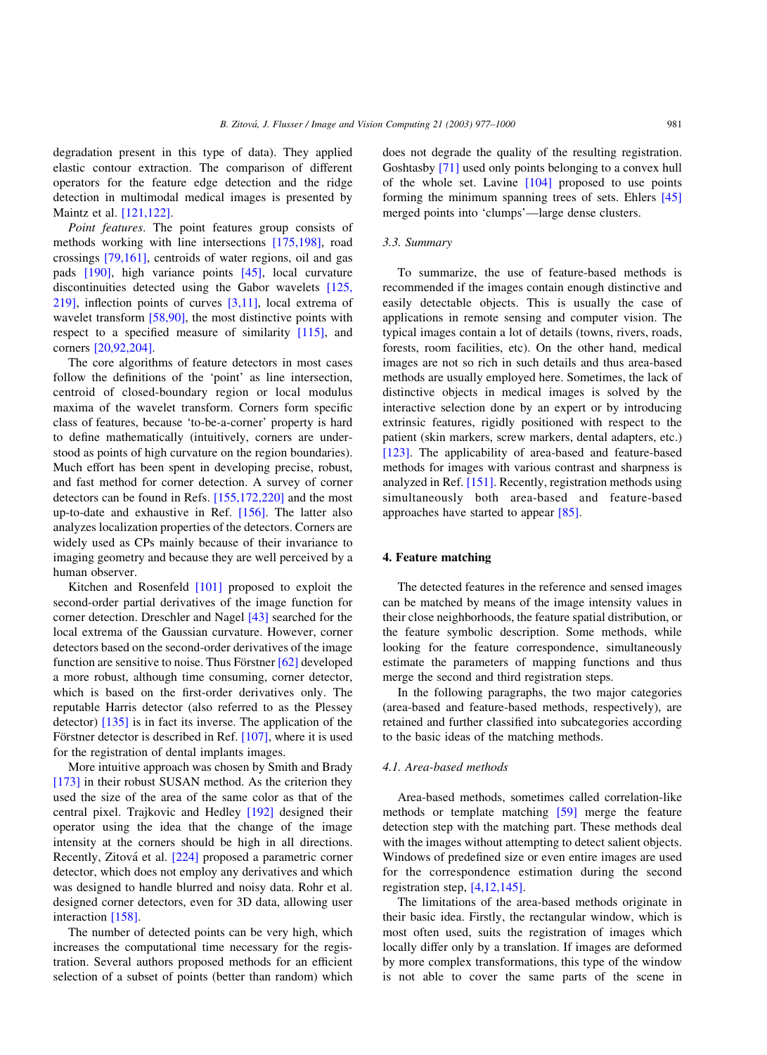degradation present in this type of data). They applied elastic contour extraction. The comparison of different operators for the feature edge detection and the ridge detection in multimodal medical images is presented by Maintz et al. [121,122].

*Point features*. The point features group consists of methods working with line intersections [175,198], road crossings [79,161], centroids of water regions, oil and gas pads [190], high variance points [45], local curvature discontinuities detected using the Gabor wavelets [125, 219], inflection points of curves [3,11], local extrema of wavelet transform [58,90], the most distinctive points with respect to a specified measure of similarity [115], and corners [20,92,204].

The core algorithms of feature detectors in most cases follow the definitions of the 'point' as line intersection, centroid of closed-boundary region or local modulus maxima of the wavelet transform. Corners form specific class of features, because 'to-be-a-corner' property is hard to define mathematically (intuitively, corners are understood as points of high curvature on the region boundaries). Much effort has been spent in developing precise, robust, and fast method for corner detection. A survey of corner detectors can be found in Refs. [155,172,220] and the most up-to-date and exhaustive in Ref. [156]. The latter also analyzes localization properties of the detectors. Corners are widely used as CPs mainly because of their invariance to imaging geometry and because they are well perceived by a human observer.

Kitchen and Rosenfeld [101] proposed to exploit the second-order partial derivatives of the image function for corner detection. Dreschler and Nagel [43] searched for the local extrema of the Gaussian curvature. However, corner detectors based on the second-order derivatives of the image function are sensitive to noise. Thus Förstner [62] developed a more robust, although time consuming, corner detector, which is based on the first-order derivatives only. The reputable Harris detector (also referred to as the Plessey detector) [135] is in fact its inverse. The application of the Förstner detector is described in Ref. [107], where it is used for the registration of dental implants images.

More intuitive approach was chosen by Smith and Brady [173] in their robust SUSAN method. As the criterion they used the size of the area of the same color as that of the central pixel. Trajkovic and Hedley [192] designed their operator using the idea that the change of the image intensity at the corners should be high in all directions. Recently, Zitová et al. [224] proposed a parametric corner detector, which does not employ any derivatives and which was designed to handle blurred and noisy data. Rohr et al. designed corner detectors, even for 3D data, allowing user interaction [158].

The number of detected points can be very high, which increases the computational time necessary for the registration. Several authors proposed methods for an efficient selection of a subset of points (better than random) which does not degrade the quality of the resulting registration. Goshtasby [71] used only points belonging to a convex hull of the whole set. Lavine [104] proposed to use points forming the minimum spanning trees of sets. Ehlers [45] merged points into 'clumps'—large dense clusters.

### 3.3. Summary

To summarize, the use of feature-based methods is recommended if the images contain enough distinctive and easily detectable objects. This is usually the case of applications in remote sensing and computer vision. The typical images contain a lot of details (towns, rivers, roads, forests, room facilities, etc). On the other hand, medical images are not so rich in such details and thus area-based methods are usually employed here. Sometimes, the lack of distinctive objects in medical images is solved by the interactive selection done by an expert or by introducing extrinsic features, rigidly positioned with respect to the patient (skin markers, screw markers, dental adapters, etc.) [123]. The applicability of area-based and feature-based methods for images with various contrast and sharpness is analyzed in Ref. [151]. Recently, registration methods using simultaneously both area-based and feature-based approaches have started to appear [85].

## 4. Feature matching

The detected features in the reference and sensed images can be matched by means of the image intensity values in their close neighborhoods, the feature spatial distribution, or the feature symbolic description. Some methods, while looking for the feature correspondence, simultaneously estimate the parameters of mapping functions and thus merge the second and third registration steps.

In the following paragraphs, the two major categories (area-based and feature-based methods, respectively), are retained and further classified into subcategories according to the basic ideas of the matching methods.

### 4.1. Area-based methods

Area-based methods, sometimes called correlation-like methods or template matching [59] merge the feature detection step with the matching part. These methods deal with the images without attempting to detect salient objects. Windows of predefined size or even entire images are used for the correspondence estimation during the second registration step, [4,12,145].

The limitations of the area-based methods originate in their basic idea. Firstly, the rectangular window, which is most often used, suits the registration of images which locally differ only by a translation. If images are deformed by more complex transformations, this type of the window is not able to cover the same parts of the scene in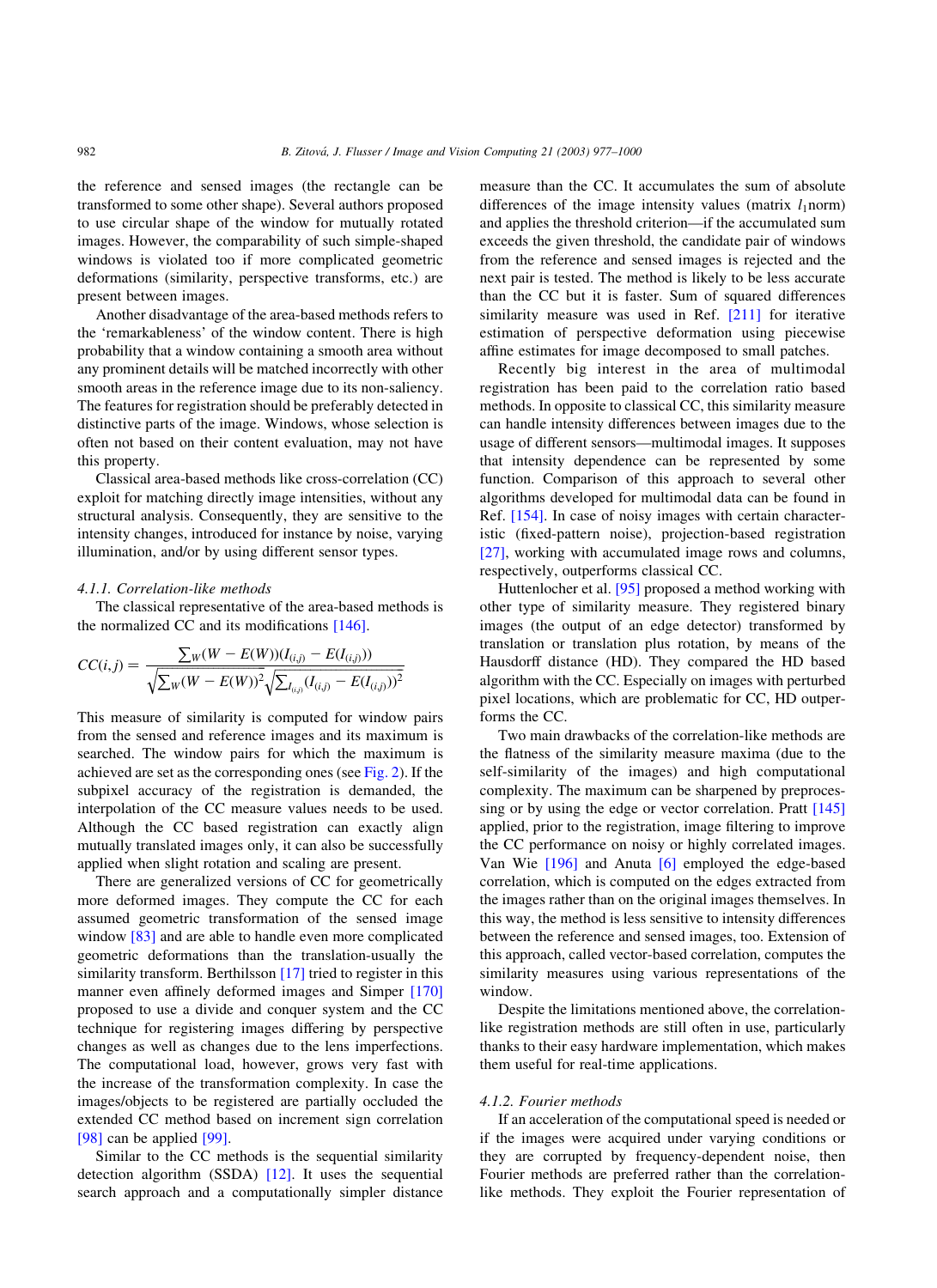the reference and sensed images (the rectangle can be transformed to some other shape). Several authors proposed to use circular shape of the window for mutually rotated images. However, the comparability of such simple-shaped windows is violated too if more complicated geometric deformations (similarity, perspective transforms, etc.) are present between images.

Another disadvantage of the area-based methods refers to the 'remarkableness' of the window content. There is high probability that a window containing a smooth area without any prominent details will be matched incorrectly with other smooth areas in the reference image due to its non-saliency. The features for registration should be preferably detected in distinctive parts of the image. Windows, whose selection is often not based on their content evaluation, may not have this property.

Classical area-based methods like cross-correlation (CC) exploit for matching directly image intensities, without any structural analysis. Consequently, they are sensitive to the intensity changes, introduced for instance by noise, varying illumination, and/or by using different sensor types.

### 4.1.1. Correlation-like methods

The classical representative of the area-based methods is the normalized CC and its modifications [146].

$$CC(i,j) = \frac{\sum_W (W - E(W))(I_{(i,j)} - E(I_{(i,j)}))}{\sqrt{\sum_W (W - E(W))^2}\sqrt{\sum_{I_{(i,j)}} (I_{(i,j)} - E(I_{(i,j)}))^2}}$$

This measure of similarity is computed for window pairs from the sensed and reference images and its maximum is searched. The window pairs for which the maximum is achieved are set as the corresponding ones (see Fig. 2). If the subpixel accuracy of the registration is demanded, the interpolation of the CC measure values needs to be used. Although the CC based registration can exactly align mutually translated images only, it can also be successfully applied when slight rotation and scaling are present.

There are generalized versions of CC for geometrically more deformed images. They compute the CC for each assumed geometric transformation of the sensed image window [83] and are able to handle even more complicated geometric deformations than the translation-usually the similarity transform. Berthilsson [17] tried to register in this manner even affinely deformed images and Simper [170] proposed to use a divide and conquer system and the CC technique for registering images differing by perspective changes as well as changes due to the lens imperfections. The computational load, however, grows very fast with the increase of the transformation complexity. In case the images/objects to be registered are partially occluded the extended CC method based on increment sign correlation [98] can be applied [99].

Similar to the CC methods is the sequential similarity detection algorithm (SSDA) [12]. It uses the sequential search approach and a computationally simpler distance measure than the CC. It accumulates the sum of absolute differences of the image intensity values (matrix $l_1$norm) and applies the threshold criterion—if the accumulated sum exceeds the given threshold, the candidate pair of windows from the reference and sensed images is rejected and the next pair is tested. The method is likely to be less accurate than the CC but it is faster. Sum of squared differences similarity measure was used in Ref. [211] for iterative estimation of perspective deformation using piecewise affine estimates for image decomposed to small patches.

Recently big interest in the area of multimodal registration has been paid to the correlation ratio based methods. In opposite to classical CC, this similarity measure can handle intensity differences between images due to the usage of different sensors—multimodal images. It supposes that intensity dependence can be represented by some function. Comparison of this approach to several other algorithms developed for multimodal data can be found in Ref. [154]. In case of noisy images with certain characteristic (fixed-pattern noise), projection-based registration [27], working with accumulated image rows and columns, respectively, outperforms classical CC.

Huttenlocher et al. [95] proposed a method working with other type of similarity measure. They registered binary images (the output of an edge detector) transformed by translation or translation plus rotation, by means of the Hausdorff distance (HD). They compared the HD based algorithm with the CC. Especially on images with perturbed pixel locations, which are problematic for CC, HD outperforms the CC.

Two main drawbacks of the correlation-like methods are the flatness of the similarity measure maxima (due to the self-similarity of the images) and high computational complexity. The maximum can be sharpened by preprocessing or by using the edge or vector correlation. Pratt [145] applied, prior to the registration, image filtering to improve the CC performance on noisy or highly correlated images. Van Wie [196] and Anuta [6] employed the edge-based correlation, which is computed on the edges extracted from the images rather than on the original images themselves. In this way, the method is less sensitive to intensity differences between the reference and sensed images, too. Extension of this approach, called vector-based correlation, computes the similarity measures using various representations of the window.

Despite the limitations mentioned above, the correlation-like registration methods are still often in use, particularly thanks to their easy hardware implementation, which makes them useful for real-time applications.

### 4.1.2. Fourier methods

If an acceleration of the computational speed is needed or if the images were acquired under varying conditions or they are corrupted by frequency-dependent noise, then Fourier methods are preferred rather than the correlation-like methods. They exploit the Fourier representation of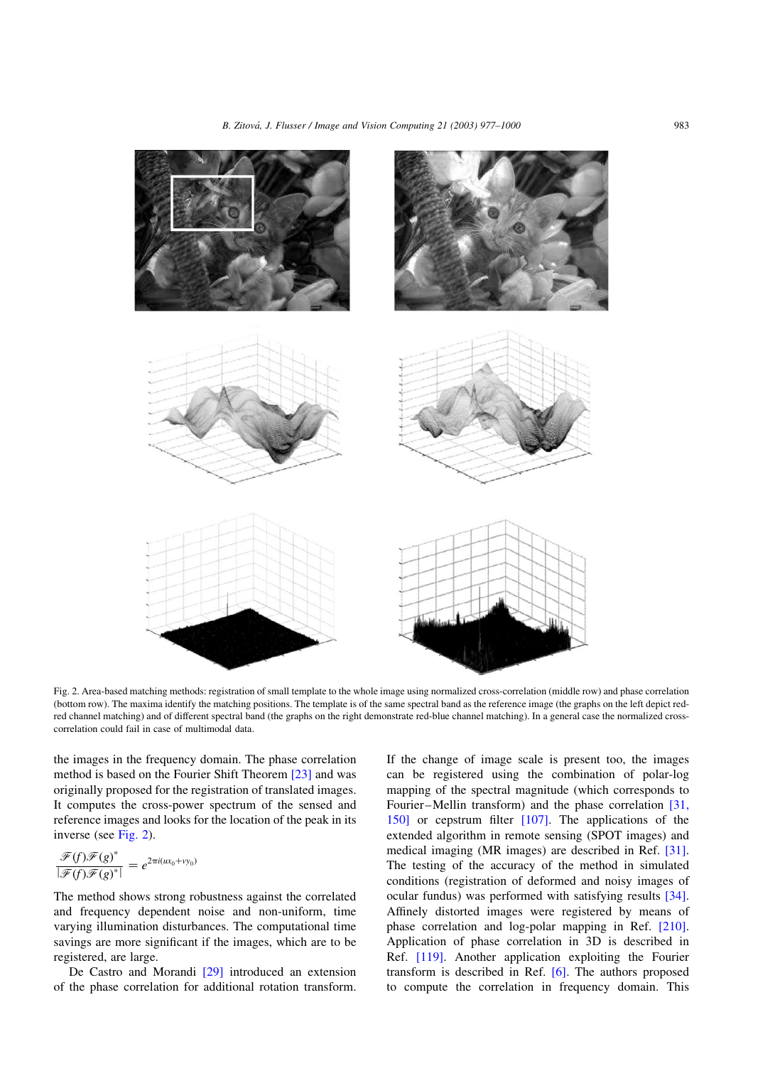Fig. 2. Area-based matching methods: registration of small template to the whole image using normalized cross-correlation (middle row) and phase correlation (bottom row). The maxima identify the matching positions. The template is of the same spectral band as the reference image (the graphs on the left depict red-red channel matching) and of different spectral band (the graphs on the right demonstrate red-blue channel matching). In a general case the normalized cross-correlation could fail in case of multimodal data.

the images in the frequency domain. The phase correlation method is based on the Fourier Shift Theorem [23] and was originally proposed for the registration of translated images. It computes the cross-power spectrum of the sensed and reference images and looks for the location of the peak in its inverse (see Fig. 2).

$$\frac{\mathscr{F}(f)\mathscr{F}(g)^*}{|\mathscr{F}(f)\mathscr{F}(g)^*|} = e^{2\pi i(ux_0 + vy_0)}$$

The method shows strong robustness against the correlated and frequency dependent noise and non-uniform, time varying illumination disturbances. The computational time savings are more significant if the images, which are to be registered, are large.

De Castro and Morandi [29] introduced an extension of the phase correlation for additional rotation transform. If the change of image scale is present too, the images can be registered using the combination of polar-log mapping of the spectral magnitude (which corresponds to Fourier–Mellin transform) and the phase correlation [31, 150] or cepstrum filter [107]. The applications of the extended algorithm in remote sensing (SPOT images) and medical imaging (MR images) are described in Ref. [31]. The testing of the accuracy of the method in simulated conditions (registration of deformed and noisy images of ocular fundus) was performed with satisfying results [34]. Affinely distorted images were registered by means of phase correlation and log-polar mapping in Ref. [210]. Application of phase correlation in 3D is described in Ref. [119]. Another application exploiting the Fourier transform is described in Ref. [6]. The authors proposed to compute the correlation in frequency domain. This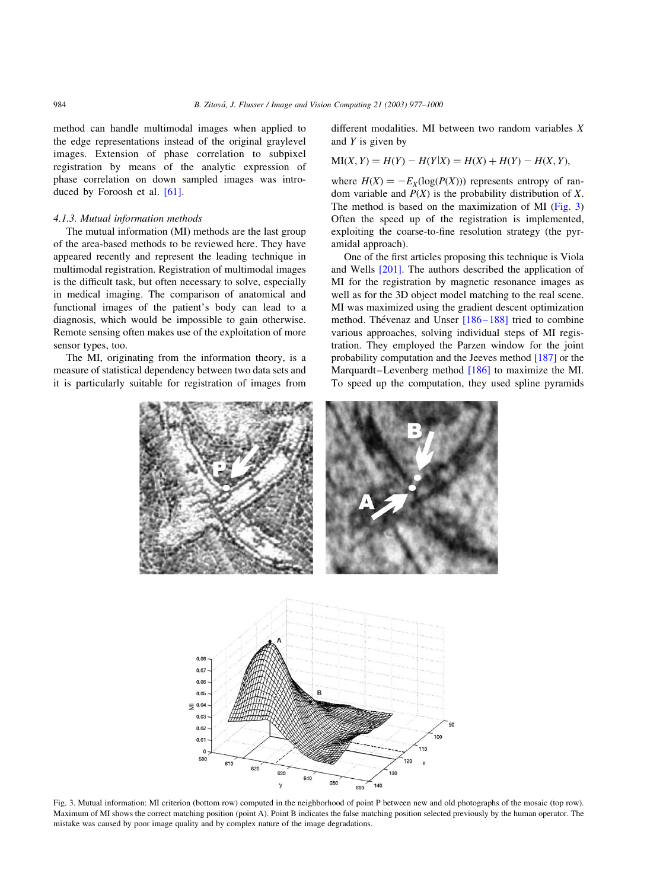method can handle multimodal images when applied to the edge representations instead of the original graylevel images. Extension of phase correlation to subpixel registration by means of the analytic expression of phase correlation on down sampled images was introduced by Foroosh et al. [61].

#### 4.1.3. Mutual information methods

The mutual information (MI) methods are the last group of the area-based methods to be reviewed here. They have appeared recently and represent the leading technique in multimodal registration. Registration of multimodal images is the difficult task, but often necessary to solve, especially in medical imaging. The comparison of anatomical and functional images of the patient's body can lead to a diagnosis, which would be impossible to gain otherwise. Remote sensing often makes use of the exploitation of more sensor types, too.

The MI, originating from the information theory, is a measure of statistical dependency between two data sets and it is particularly suitable for registration of images from different modalities. MI between two random variables $X$ and $Y$ is given by

$$\mathrm{MI}(X,Y) = H(Y) - H(Y|X) = H(X) + H(Y) - H(X,Y),$$

where $H(X) = -E_X(\log(P(X)))$ represents entropy of random variable and $P(X)$ is the probability distribution of $X$. The method is based on the maximization of MI (Fig. 3) Often the speed up of the registration is implemented, exploiting the coarse-to-fine resolution strategy (the pyramidal approach).

One of the first articles proposing this technique is Viola and Wells [201]. The authors described the application of MI for the registration by magnetic resonance images as well as for the 3D object model matching to the real scene. MI was maximized using the gradient descent optimization method. Thévenaz and Unser [186–188] tried to combine various approaches, solving individual steps of MI registration. They employed the Parzen window for the joint probability computation and the Jeeves method [187] or the Marquardt–Levenberg method [186] to maximize the MI. To speed up the computation, they used spline pyramids

Fig. 3. Mutual information: MI criterion (bottom row) computed in the neighborhood of point P between new and old photographs of the mosaic (top row). Maximum of MI shows the correct matching position (point A). Point B indicates the false matching position selected previously by the human operator. The mistake was caused by poor image quality and by complex nature of the image degradations.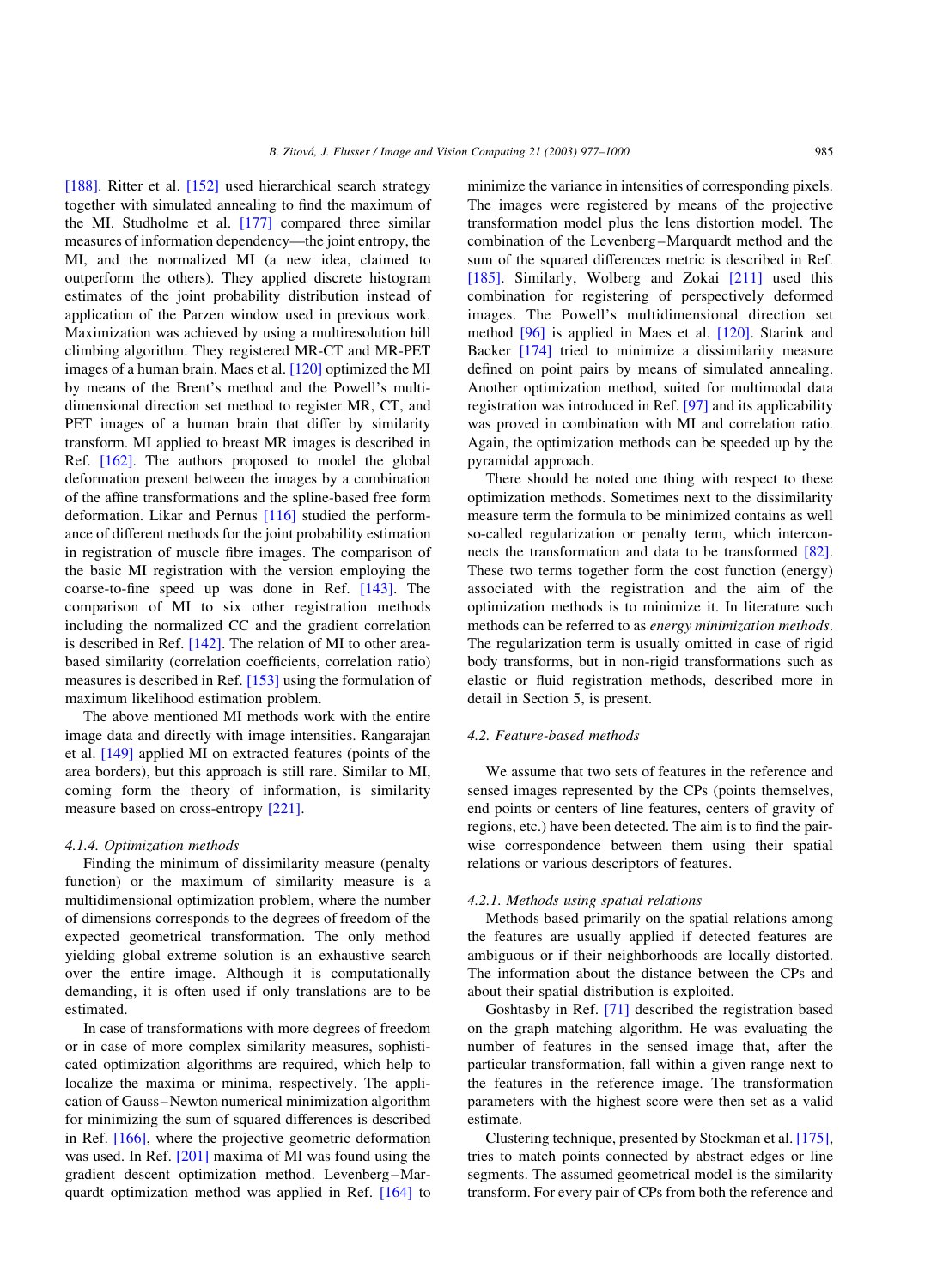[188]. Ritter et al. [152] used hierarchical search strategy together with simulated annealing to find the maximum of the MI. Studholme et al. [177] compared three similar measures of information dependency—the joint entropy, the MI, and the normalized MI (a new idea, claimed to outperform the others). They applied discrete histogram estimates of the joint probability distribution instead of application of the Parzen window used in previous work. Maximization was achieved by using a multiresolution hill climbing algorithm. They registered MR-CT and MR-PET images of a human brain. Maes et al. [120] optimized the MI by means of the Brent's method and the Powell's multidimensional direction set method to register MR, CT, and PET images of a human brain that differ by similarity transform. MI applied to breast MR images is described in Ref. [162]. The authors proposed to model the global deformation present between the images by a combination of the affine transformations and the spline-based free form deformation. Likar and Pernus [116] studied the performance of different methods for the joint probability estimation in registration of muscle fibre images. The comparison of the basic MI registration with the version employing the coarse-to-fine speed up was done in Ref. [143]. The comparison of MI to six other registration methods including the normalized CC and the gradient correlation is described in Ref. [142]. The relation of MI to other area-based similarity (correlation coefficients, correlation ratio) measures is described in Ref. [153] using the formulation of maximum likelihood estimation problem.

The above mentioned MI methods work with the entire image data and directly with image intensities. Rangarajan et al. [149] applied MI on extracted features (points of the area borders), but this approach is still rare. Similar to MI, coming form the theory of information, is similarity measure based on cross-entropy [221].

#### 4.1.4. Optimization methods

Finding the minimum of dissimilarity measure (penalty function) or the maximum of similarity measure is a multidimensional optimization problem, where the number of dimensions corresponds to the degrees of freedom of the expected geometrical transformation. The only method yielding global extreme solution is an exhaustive search over the entire image. Although it is computationally demanding, it is often used if only translations are to be estimated.

In case of transformations with more degrees of freedom or in case of more complex similarity measures, sophisticated optimization algorithms are required, which help to localize the maxima or minima, respectively. The application of Gauss–Newton numerical minimization algorithm for minimizing the sum of squared differences is described in Ref. [166], where the projective geometric deformation was used. In Ref. [201] maxima of MI was found using the gradient descent optimization method. Levenberg–Marquardt optimization method was applied in Ref. [164] to minimize the variance in intensities of corresponding pixels. The images were registered by means of the projective transformation model plus the lens distortion model. The combination of the Levenberg–Marquardt method and the sum of the squared differences metric is described in Ref. [185]. Similarly, Wolberg and Zokai [211] used this combination for registering of perspectively deformed images. The Powell's multidimensional direction set method [96] is applied in Maes et al. [120]. Starink and Backer [174] tried to minimize a dissimilarity measure defined on point pairs by means of simulated annealing. Another optimization method, suited for multimodal data registration was introduced in Ref. [97] and its applicability was proved in combination with MI and correlation ratio. Again, the optimization methods can be speeded up by the pyramidal approach.

There should be noted one thing with respect to these optimization methods. Sometimes next to the dissimilarity measure term the formula to be minimized contains as well so-called regularization or penalty term, which interconnects the transformation and data to be transformed [82]. These two terms together form the cost function (energy) associated with the registration and the aim of the optimization methods is to minimize it. In literature such methods can be referred to as *energy minimization methods*. The regularization term is usually omitted in case of rigid body transforms, but in non-rigid transformations such as elastic or fluid registration methods, described more in detail in Section 5, is present.

### 4.2. Feature-based methods

We assume that two sets of features in the reference and sensed images represented by the CPs (points themselves, end points or centers of line features, centers of gravity of regions, etc.) have been detected. The aim is to find the pairwise correspondence between them using their spatial relations or various descriptors of features.

#### 4.2.1. Methods using spatial relations

Methods based primarily on the spatial relations among the features are usually applied if detected features are ambiguous or if their neighborhoods are locally distorted. The information about the distance between the CPs and about their spatial distribution is exploited.

Goshtasby in Ref. [71] described the registration based on the graph matching algorithm. He was evaluating the number of features in the sensed image that, after the particular transformation, fall within a given range next to the features in the reference image. The transformation parameters with the highest score were then set as a valid estimate.

Clustering technique, presented by Stockman et al. [175], tries to match points connected by abstract edges or line segments. The assumed geometrical model is the similarity transform. For every pair of CPs from both the reference and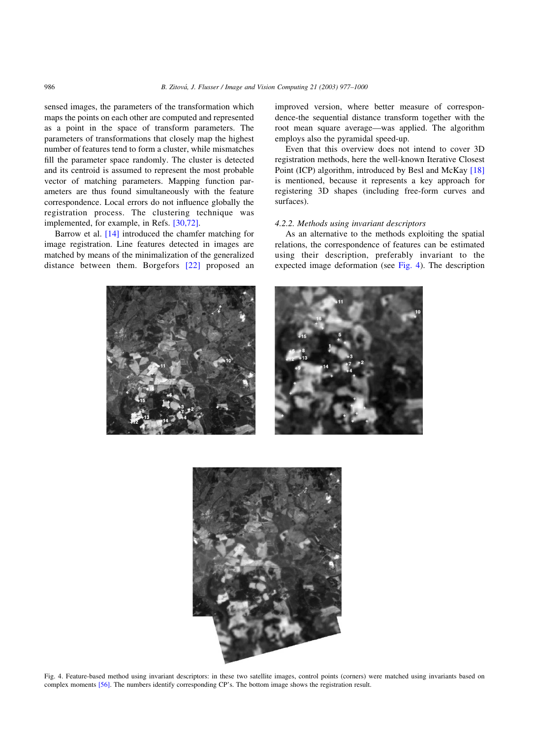sensed images, the parameters of the transformation which maps the points on each other are computed and represented as a point in the space of transform parameters. The parameters of transformations that closely map the highest number of features tend to form a cluster, while mismatches fill the parameter space randomly. The cluster is detected and its centroid is assumed to represent the most probable vector of matching parameters. Mapping function parameters are thus found simultaneously with the feature correspondence. Local errors do not influence globally the registration process. The clustering technique was implemented, for example, in Refs. [30,72].

Barrow et al. [14] introduced the chamfer matching for image registration. Line features detected in images are matched by means of the minimalization of the generalized distance between them. Borgefors [22] proposed an improved version, where better measure of correspondence-the sequential distance transform together with the root mean square average—was applied. The algorithm employs also the pyramidal speed-up.

Even that this overview does not intend to cover 3D registration methods, here the well-known Iterative Closest Point (ICP) algorithm, introduced by Besl and McKay [18] is mentioned, because it represents a key approach for registering 3D shapes (including free-form curves and surfaces).

#### 4.2.2. Methods using invariant descriptors

As an alternative to the methods exploiting the spatial relations, the correspondence of features can be estimated using their description, preferably invariant to the expected image deformation (see Fig. 4). The description

Fig. 4. Feature-based method using invariant descriptors: in these two satellite images, control points (corners) were matched using invariants based on complex moments [56]. The numbers identify corresponding CP's. The bottom image shows the registration result.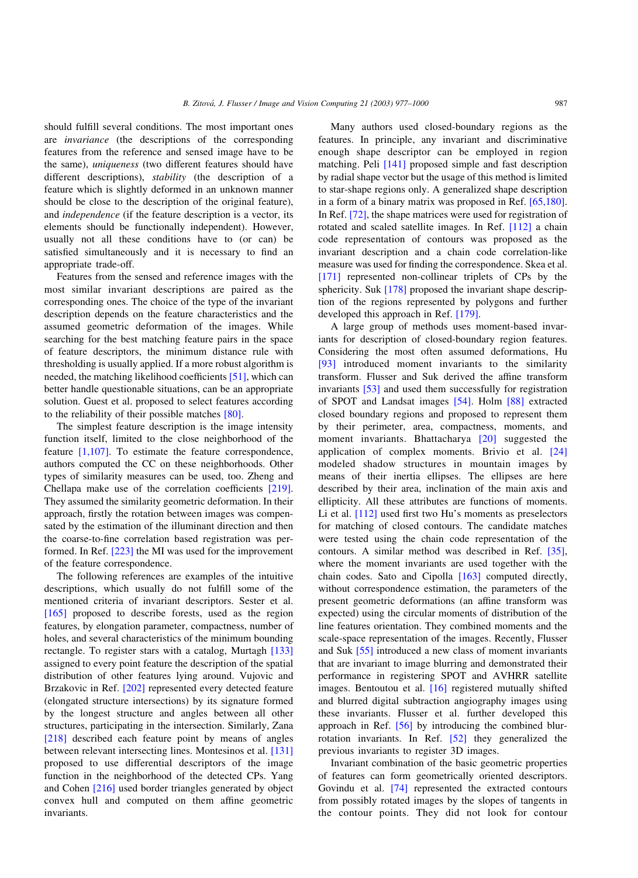should fulfill several conditions. The most important ones are *invariance* (the descriptions of the corresponding features from the reference and sensed image have to be the same), *uniqueness* (two different features should have different descriptions), *stability* (the description of a feature which is slightly deformed in an unknown manner should be close to the description of the original feature), and *independence* (if the feature description is a vector, its elements should be functionally independent). However, usually not all these conditions have to (or can) be satisfied simultaneously and it is necessary to find an appropriate trade-off.

Features from the sensed and reference images with the most similar invariant descriptions are paired as the corresponding ones. The choice of the type of the invariant description depends on the feature characteristics and the assumed geometric deformation of the images. While searching for the best matching feature pairs in the space of feature descriptors, the minimum distance rule with thresholding is usually applied. If a more robust algorithm is needed, the matching likelihood coefficients [51], which can better handle questionable situations, can be an appropriate solution. Guest et al. proposed to select features according to the reliability of their possible matches [80].

The simplest feature description is the image intensity function itself, limited to the close neighborhood of the feature [1,107]. To estimate the feature correspondence, authors computed the CC on these neighborhoods. Other types of similarity measures can be used, too. Zheng and Chellapa make use of the correlation coefficients [219]. They assumed the similarity geometric deformation. In their approach, firstly the rotation between images was compensated by the estimation of the illuminant direction and then the coarse-to-fine correlation based registration was performed. In Ref. [223] the MI was used for the improvement of the feature correspondence.

The following references are examples of the intuitive descriptions, which usually do not fulfill some of the mentioned criteria of invariant descriptors. Sester et al. [165] proposed to describe forests, used as the region features, by elongation parameter, compactness, number of holes, and several characteristics of the minimum bounding rectangle. To register stars with a catalog, Murtagh [133] assigned to every point feature the description of the spatial distribution of other features lying around. Vujovic and Brzakovic in Ref. [202] represented every detected feature (elongated structure intersections) by its signature formed by the longest structure and angles between all other structures, participating in the intersection. Similarly, Zana [218] described each feature point by means of angles between relevant intersecting lines. Montesinos et al. [131] proposed to use differential descriptors of the image function in the neighborhood of the detected CPs. Yang and Cohen [216] used border triangles generated by object convex hull and computed on them affine geometric invariants.

Many authors used closed-boundary regions as the features. In principle, any invariant and discriminative enough shape descriptor can be employed in region matching. Peli [141] proposed simple and fast description by radial shape vector but the usage of this method is limited to star-shape regions only. A generalized shape description in a form of a binary matrix was proposed in Ref. [65,180]. In Ref. [72], the shape matrices were used for registration of rotated and scaled satellite images. In Ref. [112] a chain code representation of contours was proposed as the invariant description and a chain code correlation-like measure was used for finding the correspondence. Skea et al. [171] represented non-collinear triplets of CPs by the sphericity. Suk [178] proposed the invariant shape description of the regions represented by polygons and further developed this approach in Ref. [179].

A large group of methods uses moment-based invariants for description of closed-boundary region features. Considering the most often assumed deformations, Hu [93] introduced moment invariants to the similarity transform. Flusser and Suk derived the affine transform invariants [53] and used them successfully for registration of SPOT and Landsat images [54]. Holm [88] extracted closed boundary regions and proposed to represent them by their perimeter, area, compactness, moments, and moment invariants. Bhattacharya [20] suggested the application of complex moments. Brivio et al. [24] modeled shadow structures in mountain images by means of their inertia ellipses. The ellipses are here described by their area, inclination of the main axis and ellipticity. All these attributes are functions of moments. Li et al. [112] used first two Hu's moments as preselectors for matching of closed contours. The candidate matches were tested using the chain code representation of the contours. A similar method was described in Ref. [35], where the moment invariants are used together with the chain codes. Sato and Cipolla [163] computed directly, without correspondence estimation, the parameters of the present geometric deformations (an affine transform was expected) using the circular moments of distribution of the line features orientation. They combined moments and the scale-space representation of the images. Recently, Flusser and Suk [55] introduced a new class of moment invariants that are invariant to image blurring and demonstrated their performance in registering SPOT and AVHRR satellite images. Bentoutou et al. [16] registered mutually shifted and blurred digital subtraction angiography images using these invariants. Flusser et al. further developed this approach in Ref. [56] by introducing the combined blur-rotation invariants. In Ref. [52] they generalized the previous invariants to register 3D images.

Invariant combination of the basic geometric properties of features can form geometrically oriented descriptors. Govindu et al. [74] represented the extracted contours from possibly rotated images by the slopes of tangents in the contour points. They did not look for contour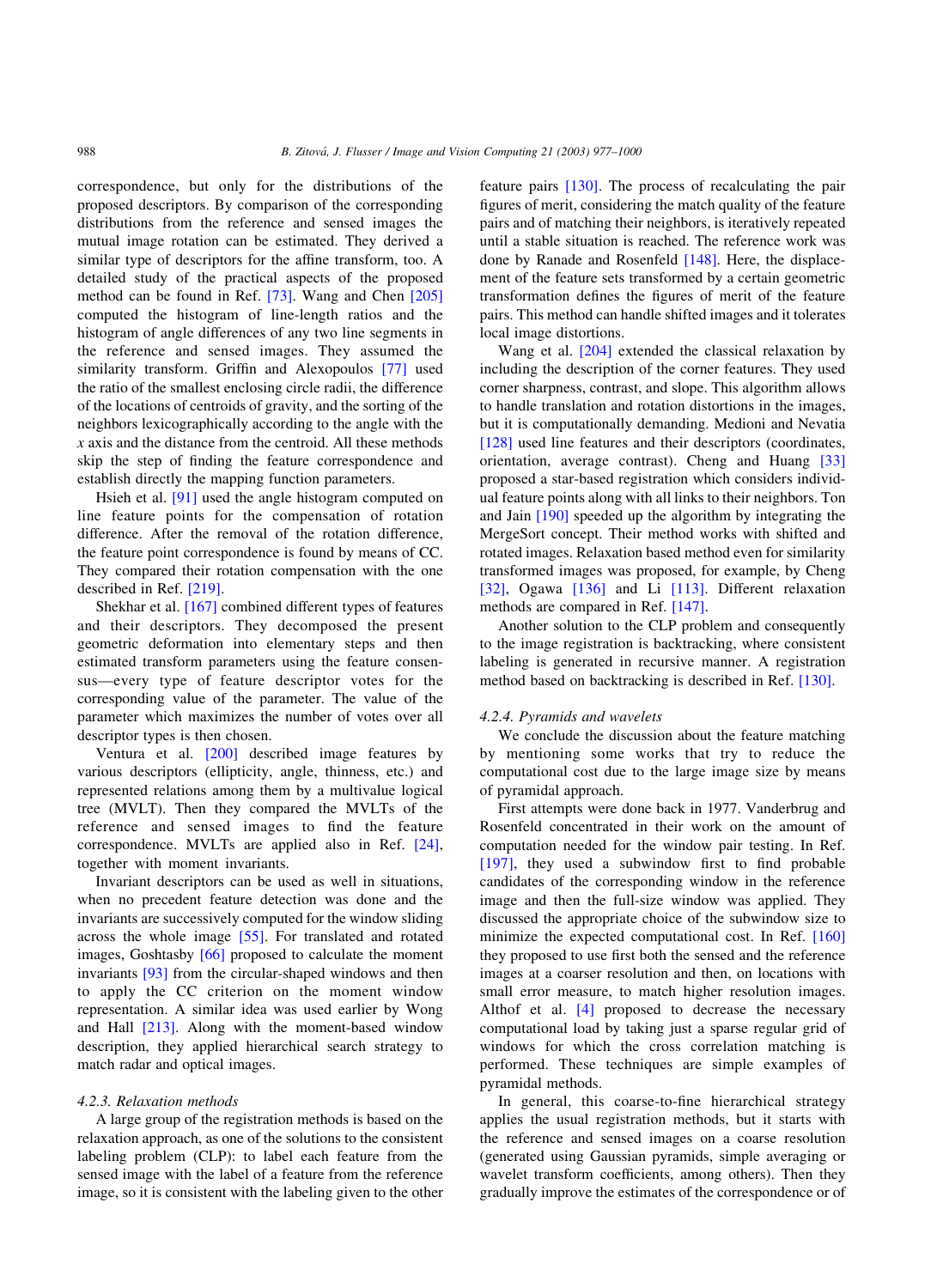correspondence, but only for the distributions of the proposed descriptors. By comparison of the corresponding distributions from the reference and sensed images the mutual image rotation can be estimated. They derived a similar type of descriptors for the affine transform, too. A detailed study of the practical aspects of the proposed method can be found in Ref. [73]. Wang and Chen [205] computed the histogram of line-length ratios and the histogram of angle differences of any two line segments in the reference and sensed images. They assumed the similarity transform. Griffin and Alexopoulos [77] used the ratio of the smallest enclosing circle radii, the difference of the locations of centroids of gravity, and the sorting of the neighbors lexicographically according to the angle with the $x$ axis and the distance from the centroid. All these methods skip the step of finding the feature correspondence and establish directly the mapping function parameters.

Hsieh et al. [91] used the angle histogram computed on line feature points for the compensation of rotation difference. After the removal of the rotation difference, the feature point correspondence is found by means of CC. They compared their rotation compensation with the one described in Ref. [219].

Shekhar et al. [167] combined different types of features and their descriptors. They decomposed the present geometric deformation into elementary steps and then estimated transform parameters using the feature consensus—every type of feature descriptor votes for the corresponding value of the parameter. The value of the parameter which maximizes the number of votes over all descriptor types is then chosen.

Ventura et al. [200] described image features by various descriptors (ellipticity, angle, thinness, etc.) and represented relations among them by a multivalue logical tree (MVLT). Then they compared the MVLTs of the reference and sensed images to find the feature correspondence. MVLTs are applied also in Ref. [24], together with moment invariants.

Invariant descriptors can be used as well in situations, when no precedent feature detection was done and the invariants are successively computed for the window sliding across the whole image [55]. For translated and rotated images, Goshtasby [66] proposed to calculate the moment invariants [93] from the circular-shaped windows and then to apply the CC criterion on the moment window representation. A similar idea was used earlier by Wong and Hall [213]. Along with the moment-based window description, they applied hierarchical search strategy to match radar and optical images.

### 4.2.3. Relaxation methods

A large group of the registration methods is based on the relaxation approach, as one of the solutions to the consistent labeling problem (CLP): to label each feature from the sensed image with the label of a feature from the reference image, so it is consistent with the labeling given to the other feature pairs [130]. The process of recalculating the pair figures of merit, considering the match quality of the feature pairs and of matching their neighbors, is iteratively repeated until a stable situation is reached. The reference work was done by Ranade and Rosenfeld [148]. Here, the displacement of the feature sets transformed by a certain geometric transformation defines the figures of merit of the feature pairs. This method can handle shifted images and it tolerates local image distortions.

Wang et al. [204] extended the classical relaxation by including the description of the corner features. They used corner sharpness, contrast, and slope. This algorithm allows to handle translation and rotation distortions in the images, but it is computationally demanding. Medioni and Nevatia [128] used line features and their descriptors (coordinates, orientation, average contrast). Cheng and Huang [33] proposed a star-based registration which considers individual feature points along with all links to their neighbors. Ton and Jain [190] speeded up the algorithm by integrating the MergeSort concept. Their method works with shifted and rotated images. Relaxation based method even for similarity transformed images was proposed, for example, by Cheng [32], Ogawa [136] and Li [113]. Different relaxation methods are compared in Ref. [147].

Another solution to the CLP problem and consequently to the image registration is backtracking, where consistent labeling is generated in recursive manner. A registration method based on backtracking is described in Ref. [130].

### 4.2.4. Pyramids and wavelets

We conclude the discussion about the feature matching by mentioning some works that try to reduce the computational cost due to the large image size by means of pyramidal approach.

First attempts were done back in 1977. Vanderbrug and Rosenfeld concentrated in their work on the amount of computation needed for the window pair testing. In Ref. [197], they used a subwindow first to find probable candidates of the corresponding window in the reference image and then the full-size window was applied. They discussed the appropriate choice of the subwindow size to minimize the expected computational cost. In Ref. [160] they proposed to use first both the sensed and the reference images at a coarser resolution and then, on locations with small error measure, to match higher resolution images. Althof et al. [4] proposed to decrease the necessary computational load by taking just a sparse regular grid of windows for which the cross correlation matching is performed. These techniques are simple examples of pyramidal methods.

In general, this coarse-to-fine hierarchical strategy applies the usual registration methods, but it starts with the reference and sensed images on a coarse resolution (generated using Gaussian pyramids, simple averaging or wavelet transform coefficients, among others). Then they gradually improve the estimates of the correspondence or of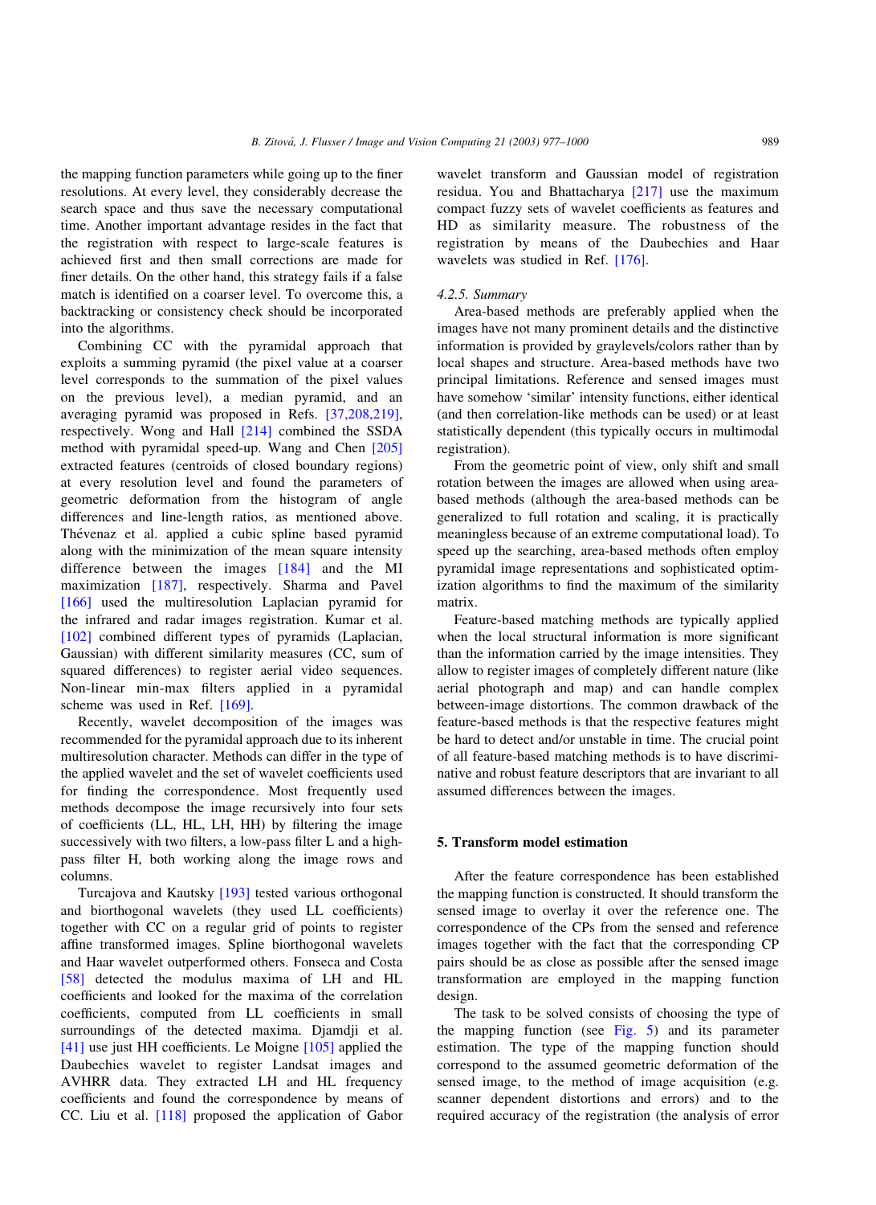the mapping function parameters while going up to the finer resolutions. At every level, they considerably decrease the search space and thus save the necessary computational time. Another important advantage resides in the fact that the registration with respect to large-scale features is achieved first and then small corrections are made for finer details. On the other hand, this strategy fails if a false match is identified on a coarser level. To overcome this, a backtracking or consistency check should be incorporated into the algorithms.

Combining CC with the pyramidal approach that exploits a summing pyramid (the pixel value at a coarser level corresponds to the summation of the pixel values on the previous level), a median pyramid, and an averaging pyramid was proposed in Refs. [37,208,219], respectively. Wong and Hall [214] combined the SSDA method with pyramidal speed-up. Wang and Chen [205] extracted features (centroids of closed boundary regions) at every resolution level and found the parameters of geometric deformation from the histogram of angle differences and line-length ratios, as mentioned above. Thévenaz et al. applied a cubic spline based pyramid along with the minimization of the mean square intensity difference between the images [184] and the MI maximization [187], respectively. Sharma and Pavel [166] used the multiresolution Laplacian pyramid for the infrared and radar images registration. Kumar et al. [102] combined different types of pyramids (Laplacian, Gaussian) with different similarity measures (CC, sum of squared differences) to register aerial video sequences. Non-linear min-max filters applied in a pyramidal scheme was used in Ref. [169].

Recently, wavelet decomposition of the images was recommended for the pyramidal approach due to its inherent multiresolution character. Methods can differ in the type of the applied wavelet and the set of wavelet coefficients used for finding the correspondence. Most frequently used methods decompose the image recursively into four sets of coefficients (LL, HL, LH, HH) by filtering the image successively with two filters, a low-pass filter L and a high-pass filter H, both working along the image rows and columns.

Turcajova and Kautsky [193] tested various orthogonal and biorthogonal wavelets (they used LL coefficients) together with CC on a regular grid of points to register affine transformed images. Spline biorthogonal wavelets and Haar wavelet outperformed others. Fonseca and Costa [58] detected the modulus maxima of LH and HL coefficients and looked for the maxima of the correlation coefficients, computed from LL coefficients in small surroundings of the detected maxima. Djamdji et al. [41] use just HH coefficients. Le Moigne [105] applied the Daubechies wavelet to register Landsat images and AVHRR data. They extracted LH and HL frequency coefficients and found the correspondence by means of CC. Liu et al. [118] proposed the application of Gabor wavelet transform and Gaussian model of registration residua. You and Bhattacharya [217] use the maximum compact fuzzy sets of wavelet coefficients as features and HD as similarity measure. The robustness of the registration by means of the Daubechies and Haar wavelets was studied in Ref. [176].

#### *4.2.5. Summary*

Area-based methods are preferably applied when the images have not many prominent details and the distinctive information is provided by graylevels/colors rather than by local shapes and structure. Area-based methods have two principal limitations. Reference and sensed images must have somehow 'similar' intensity functions, either identical (and then correlation-like methods can be used) or at least statistically dependent (this typically occurs in multimodal registration).

From the geometric point of view, only shift and small rotation between the images are allowed when using area-based methods (although the area-based methods can be generalized to full rotation and scaling, it is practically meaningless because of an extreme computational load). To speed up the searching, area-based methods often employ pyramidal image representations and sophisticated optimization algorithms to find the maximum of the similarity matrix.

Feature-based matching methods are typically applied when the local structural information is more significant than the information carried by the image intensities. They allow to register images of completely different nature (like aerial photograph and map) and can handle complex between-image distortions. The common drawback of the feature-based methods is that the respective features might be hard to detect and/or unstable in time. The crucial point of all feature-based matching methods is to have discriminative and robust feature descriptors that are invariant to all assumed differences between the images.

## 5. Transform model estimation

After the feature correspondence has been established the mapping function is constructed. It should transform the sensed image to overlay it over the reference one. The correspondence of the CPs from the sensed and reference images together with the fact that the corresponding CP pairs should be as close as possible after the sensed image transformation are employed in the mapping function design.

The task to be solved consists of choosing the type of the mapping function (see Fig. 5) and its parameter estimation. The type of the mapping function should correspond to the assumed geometric deformation of the sensed image, to the method of image acquisition (e.g. scanner dependent distortions and errors) and to the required accuracy of the registration (the analysis of error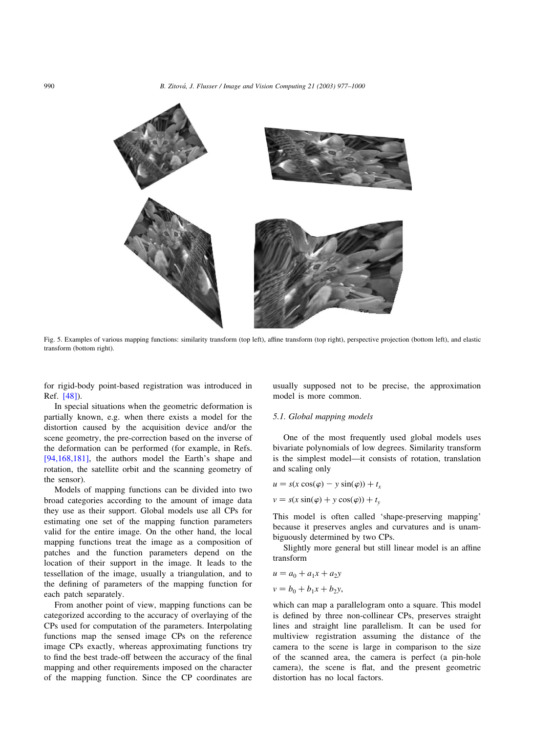Fig. 5. Examples of various mapping functions: similarity transform (top left), affine transform (top right), perspective projection (bottom left), and elastic transform (bottom right).

for rigid-body point-based registration was introduced in Ref. [48]).

In special situations when the geometric deformation is partially known, e.g. when there exists a model for the distortion caused by the acquisition device and/or the scene geometry, the pre-correction based on the inverse of the deformation can be performed (for example, in Refs. [94,168,181], the authors model the Earth's shape and rotation, the satellite orbit and the scanning geometry of the sensor).

Models of mapping functions can be divided into two broad categories according to the amount of image data they use as their support. Global models use all CPs for estimating one set of the mapping function parameters valid for the entire image. On the other hand, the local mapping functions treat the image as a composition of patches and the function parameters depend on the location of their support in the image. It leads to the tessellation of the image, usually a triangulation, and to the defining of parameters of the mapping function for each patch separately.

From another point of view, mapping functions can be categorized according to the accuracy of overlaying of the CPs used for computation of the parameters. Interpolating functions map the sensed image CPs on the reference image CPs exactly, whereas approximating functions try to find the best trade-off between the accuracy of the final mapping and other requirements imposed on the character of the mapping function. Since the CP coordinates are usually supposed not to be precise, the approximation model is more common.

### 5.1. Global mapping models

One of the most frequently used global models uses bivariate polynomials of low degrees. Similarity transform is the simplest model—it consists of rotation, translation and scaling only

$$u = s(x\cos(\varphi) - y\sin(\varphi)) + t_x$$

$$v = s(x\sin(\varphi) + y\cos(\varphi)) + t_y$$

This model is often called 'shape-preserving mapping' because it preserves angles and curvatures and is unambiguously determined by two CPs.

Slightly more general but still linear model is an affine transform

$$u = a_0 + a_1 x + a_2 y$$

$$v = b_0 + b_1 x + b_2 y,$$

which can map a parallelogram onto a square. This model is defined by three non-collinear CPs, preserves straight lines and straight line parallelism. It can be used for multiview registration assuming the distance of the camera to the scene is large in comparison to the size of the scanned area, the camera is perfect (a pin-hole camera), the scene is flat, and the present geometric distortion has no local factors.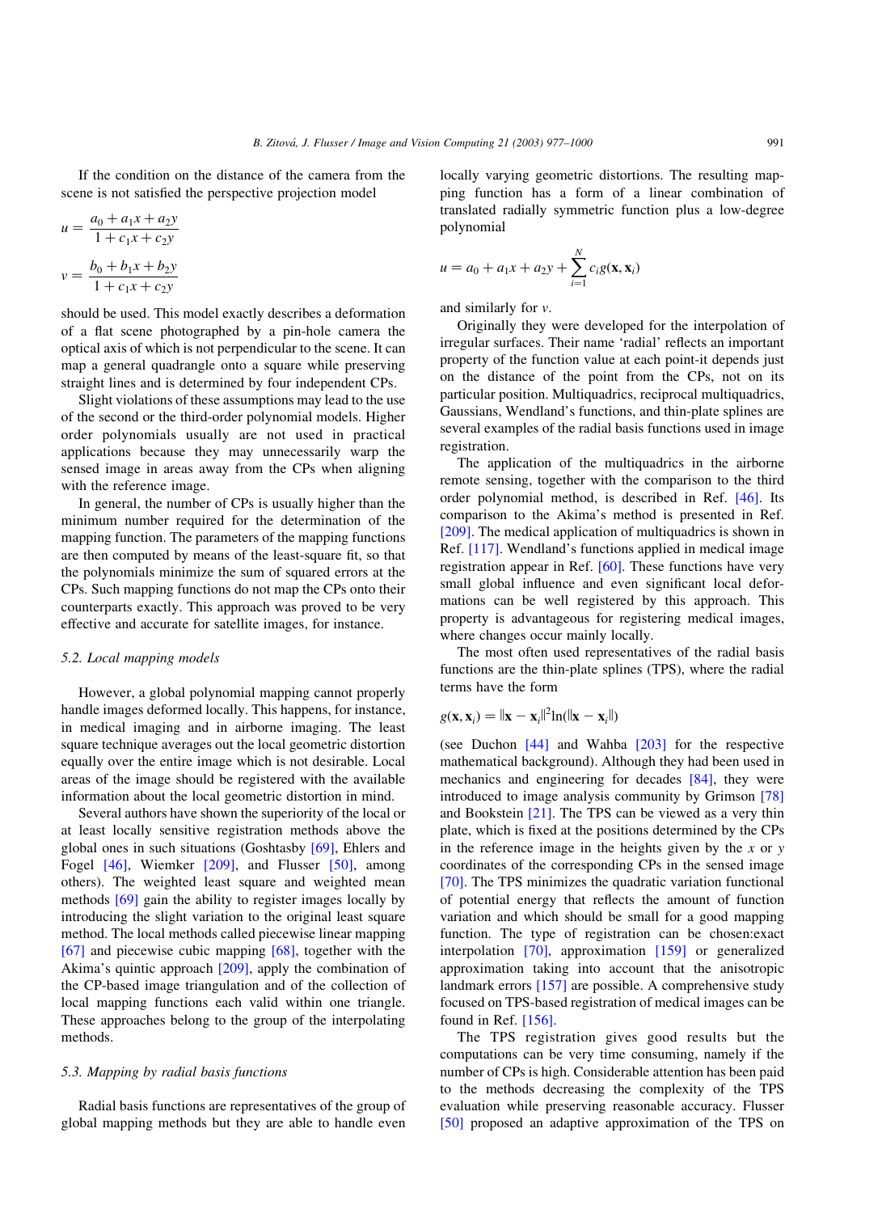If the condition on the distance of the camera from the scene is not satisfied the perspective projection model

$$u = \frac{a_0 + a_1 x + a_2 y}{1 + c_1 x + c_2 y}$$

$$v = \frac{b_0 + b_1 x + b_2 y}{1 + c_1 x + c_2 y}$$

should be used. This model exactly describes a deformation of a flat scene photographed by a pin-hole camera the optical axis of which is not perpendicular to the scene. It can map a general quadrangle onto a square while preserving straight lines and is determined by four independent CPs.

Slight violations of these assumptions may lead to the use of the second or the third-order polynomial models. Higher order polynomials usually are not used in practical applications because they may unnecessarily warp the sensed image in areas away from the CPs when aligning with the reference image.

In general, the number of CPs is usually higher than the minimum number required for the determination of the mapping function. The parameters of the mapping functions are then computed by means of the least-square fit, so that the polynomials minimize the sum of squared errors at the CPs. Such mapping functions do not map the CPs onto their counterparts exactly. This approach was proved to be very effective and accurate for satellite images, for instance.

### 5.2. Local mapping models

However, a global polynomial mapping cannot properly handle images deformed locally. This happens, for instance, in medical imaging and in airborne imaging. The least square technique averages out the local geometric distortion equally over the entire image which is not desirable. Local areas of the image should be registered with the available information about the local geometric distortion in mind.

Several authors have shown the superiority of the local or at least locally sensitive registration methods above the global ones in such situations (Goshtasby [69], Ehlers and Fogel [46], Wiemker [209], and Flusser [50], among others). The weighted least square and weighted mean methods [69] gain the ability to register images locally by introducing the slight variation to the original least square method. The local methods called piecewise linear mapping [67] and piecewise cubic mapping [68], together with the Akima's quintic approach [209], apply the combination of the CP-based image triangulation and of the collection of local mapping functions each valid within one triangle. These approaches belong to the group of the interpolating methods.

### 5.3. Mapping by radial basis functions

Radial basis functions are representatives of the group of global mapping methods but they are able to handle even locally varying geometric distortions. The resulting mapping function has a form of a linear combination of translated radially symmetric function plus a low-degree polynomial

$$u = a_0 + a_1 x + a_2 y + \sum_{i=1}^{N} c_i g(\mathbf{x}, \mathbf{x}_i)$$

and similarly for $v$.

Originally they were developed for the interpolation of irregular surfaces. Their name 'radial' reflects an important property of the function value at each point-it depends just on the distance of the point from the CPs, not on its particular position. Multiquadrics, reciprocal multiquadrics, Gaussians, Wendland's functions, and thin-plate splines are several examples of the radial basis functions used in image registration.

The application of the multiquadrics in the airborne remote sensing, together with the comparison to the third order polynomial method, is described in Ref. [46]. Its comparison to the Akima's method is presented in Ref. [209]. The medical application of multiquadrics is shown in Ref. [117]. Wendland's functions applied in medical image registration appear in Ref. [60]. These functions have very small global influence and even significant local deformations can be well registered by this approach. This property is advantageous for registering medical images, where changes occur mainly locally.

The most often used representatives of the radial basis functions are the thin-plate splines (TPS), where the radial terms have the form

$$g(\mathbf{x}, \mathbf{x}_i) = \|\mathbf{x} - \mathbf{x}_i\|^2 \ln(\|\mathbf{x} - \mathbf{x}_i\|)$$

(see Duchon [44] and Wahba [203] for the respective mathematical background). Although they had been used in mechanics and engineering for decades [84], they were introduced to image analysis community by Grimson [78] and Bookstein [21]. The TPS can be viewed as a very thin plate, which is fixed at the positions determined by the CPs in the reference image in the heights given by the $x$ or $y$ coordinates of the corresponding CPs in the sensed image [70]. The TPS minimizes the quadratic variation functional of potential energy that reflects the amount of function variation and which should be small for a good mapping function. The type of registration can be chosen:exact interpolation [70], approximation [159] or generalized approximation taking into account that the anisotropic landmark errors [157] are possible. A comprehensive study focused on TPS-based registration of medical images can be found in Ref. [156].

The TPS registration gives good results but the computations can be very time consuming, namely if the number of CPs is high. Considerable attention has been paid to the methods decreasing the complexity of the TPS evaluation while preserving reasonable accuracy. Flusser [50] proposed an adaptive approximation of the TPS on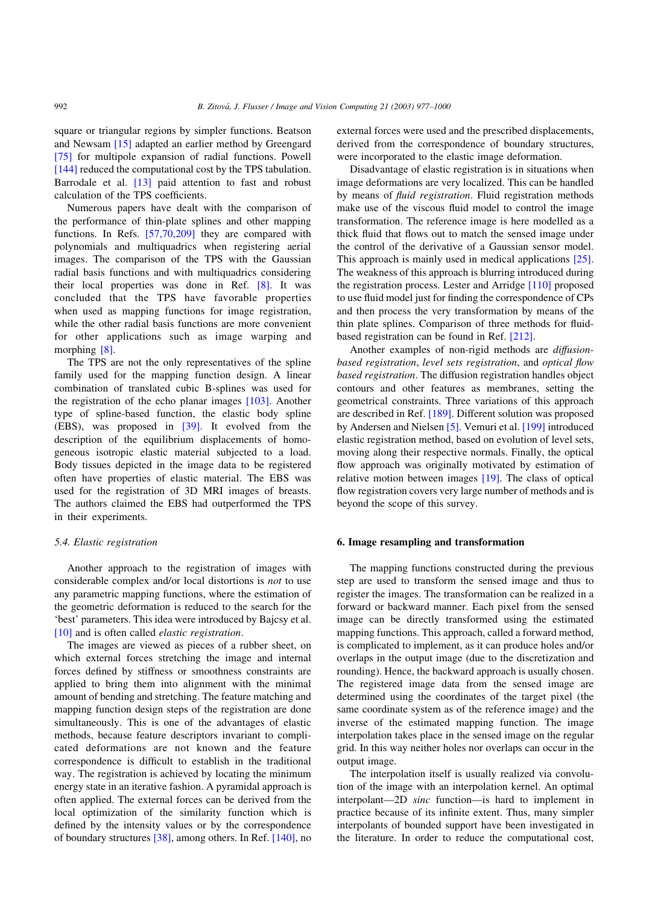square or triangular regions by simpler functions. Beatson and Newsam [15] adapted an earlier method by Greengard [75] for multipole expansion of radial functions. Powell [144] reduced the computational cost by the TPS tabulation. Barrodale et al. [13] paid attention to fast and robust calculation of the TPS coefficients.

Numerous papers have dealt with the comparison of the performance of thin-plate splines and other mapping functions. In Refs. [57,70,209] they are compared with polynomials and multiquadrics when registering aerial images. The comparison of the TPS with the Gaussian radial basis functions and with multiquadrics considering their local properties was done in Ref. [8]. It was concluded that the TPS have favorable properties when used as mapping functions for image registration, while the other radial basis functions are more convenient for other applications such as image warping and morphing [8].

The TPS are not the only representatives of the spline family used for the mapping function design. A linear combination of translated cubic B-splines was used for the registration of the echo planar images [103]. Another type of spline-based function, the elastic body spline (EBS), was proposed in [39]. It evolved from the description of the equilibrium displacements of homogeneous isotropic elastic material subjected to a load. Body tissues depicted in the image data to be registered often have properties of elastic material. The EBS was used for the registration of 3D MRI images of breasts. The authors claimed the EBS had outperformed the TPS in their experiments.

### *5.4. Elastic registration*

Another approach to the registration of images with considerable complex and/or local distortions is *not* to use any parametric mapping functions, where the estimation of the geometric deformation is reduced to the search for the 'best' parameters. This idea were introduced by Bajcsy et al. [10] and is often called *elastic registration*.

The images are viewed as pieces of a rubber sheet, on which external forces stretching the image and internal forces defined by stiffness or smoothness constraints are applied to bring them into alignment with the minimal amount of bending and stretching. The feature matching and mapping function design steps of the registration are done simultaneously. This is one of the advantages of elastic methods, because feature descriptors invariant to complicated deformations are not known and the feature correspondence is difficult to establish in the traditional way. The registration is achieved by locating the minimum energy state in an iterative fashion. A pyramidal approach is often applied. The external forces can be derived from the local optimization of the similarity function which is defined by the intensity values or by the correspondence of boundary structures [38], among others. In Ref. [140], no external forces were used and the prescribed displacements, derived from the correspondence of boundary structures, were incorporated to the elastic image deformation.

Disadvantage of elastic registration is in situations when image deformations are very localized. This can be handled by means of *fluid registration*. Fluid registration methods make use of the viscous fluid model to control the image transformation. The reference image is here modelled as a thick fluid that flows out to match the sensed image under the control of the derivative of a Gaussian sensor model. This approach is mainly used in medical applications [25]. The weakness of this approach is blurring introduced during the registration process. Lester and Arridge [110] proposed to use fluid model just for finding the correspondence of CPs and then process the very transformation by means of the thin plate splines. Comparison of three methods for fluid-based registration can be found in Ref. [212].

Another examples of non-rigid methods are *diffusion-based registration*, *level sets registration*, and *optical flow based registration*. The diffusion registration handles object contours and other features as membranes, setting the geometrical constraints. Three variations of this approach are described in Ref. [189]. Different solution was proposed by Andersen and Nielsen [5]. Vemuri et al. [199] introduced elastic registration method, based on evolution of level sets, moving along their respective normals. Finally, the optical flow approach was originally motivated by estimation of relative motion between images [19]. The class of optical flow registration covers very large number of methods and is beyond the scope of this survey.

## 6. Image resampling and transformation

The mapping functions constructed during the previous step are used to transform the sensed image and thus to register the images. The transformation can be realized in a forward or backward manner. Each pixel from the sensed image can be directly transformed using the estimated mapping functions. This approach, called a forward method, is complicated to implement, as it can produce holes and/or overlaps in the output image (due to the discretization and rounding). Hence, the backward approach is usually chosen. The registered image data from the sensed image are determined using the coordinates of the target pixel (the same coordinate system as of the reference image) and the inverse of the estimated mapping function. The image interpolation takes place in the sensed image on the regular grid. In this way neither holes nor overlaps can occur in the output image.

The interpolation itself is usually realized via convolution of the image with an interpolation kernel. An optimal interpolant—2D *sinc* function—is hard to implement in practice because of its infinite extent. Thus, many simpler interpolants of bounded support have been investigated in the literature. In order to reduce the computational cost,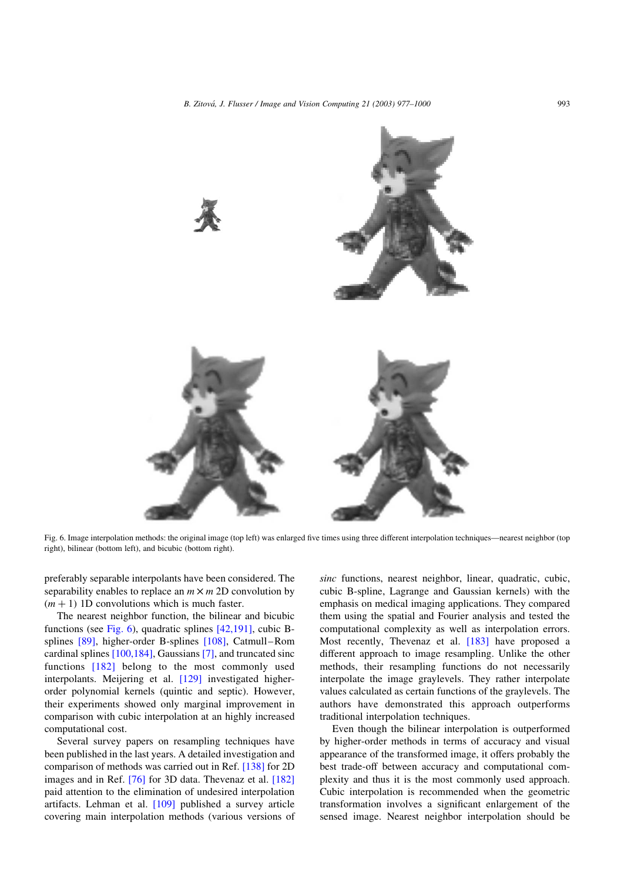Fig. 6. Image interpolation methods: the original image (top left) was enlarged five times using three different interpolation techniques—nearest neighbor (top right), bilinear (bottom left), and bicubic (bottom right).

preferably separable interpolants have been considered. The separability enables to replace an $m \times m$ 2D convolution by $(m + 1)$ 1D convolutions which is much faster.

The nearest neighbor function, the bilinear and bicubic functions (see Fig. 6), quadratic splines [42,191], cubic B-splines [89], higher-order B-splines [108], Catmull–Rom cardinal splines [100,184], Gaussians [7], and truncated sinc functions [182] belong to the most commonly used interpolants. Meijering et al. [129] investigated higher-order polynomial kernels (quintic and septic). However, their experiments showed only marginal improvement in comparison with cubic interpolation at an highly increased computational cost.

Several survey papers on resampling techniques have been published in the last years. A detailed investigation and comparison of methods was carried out in Ref. [138] for 2D images and in Ref. [76] for 3D data. Thevenaz et al. [182] paid attention to the elimination of undesired interpolation artifacts. Lehman et al. [109] published a survey article covering main interpolation methods (various versions of *sinc* functions, nearest neighbor, linear, quadratic, cubic, cubic B-spline, Lagrange and Gaussian kernels) with the emphasis on medical imaging applications. They compared them using the spatial and Fourier analysis and tested the computational complexity as well as interpolation errors. Most recently, Thevenaz et al. [183] have proposed a different approach to image resampling. Unlike the other methods, their resampling functions do not necessarily interpolate the image graylevels. They rather interpolate values calculated as certain functions of the graylevels. The authors have demonstrated this approach outperforms traditional interpolation techniques.

Even though the bilinear interpolation is outperformed by higher-order methods in terms of accuracy and visual appearance of the transformed image, it offers probably the best trade-off between accuracy and computational complexity and thus it is the most commonly used approach. Cubic interpolation is recommended when the geometric transformation involves a significant enlargement of the sensed image. Nearest neighbor interpolation should be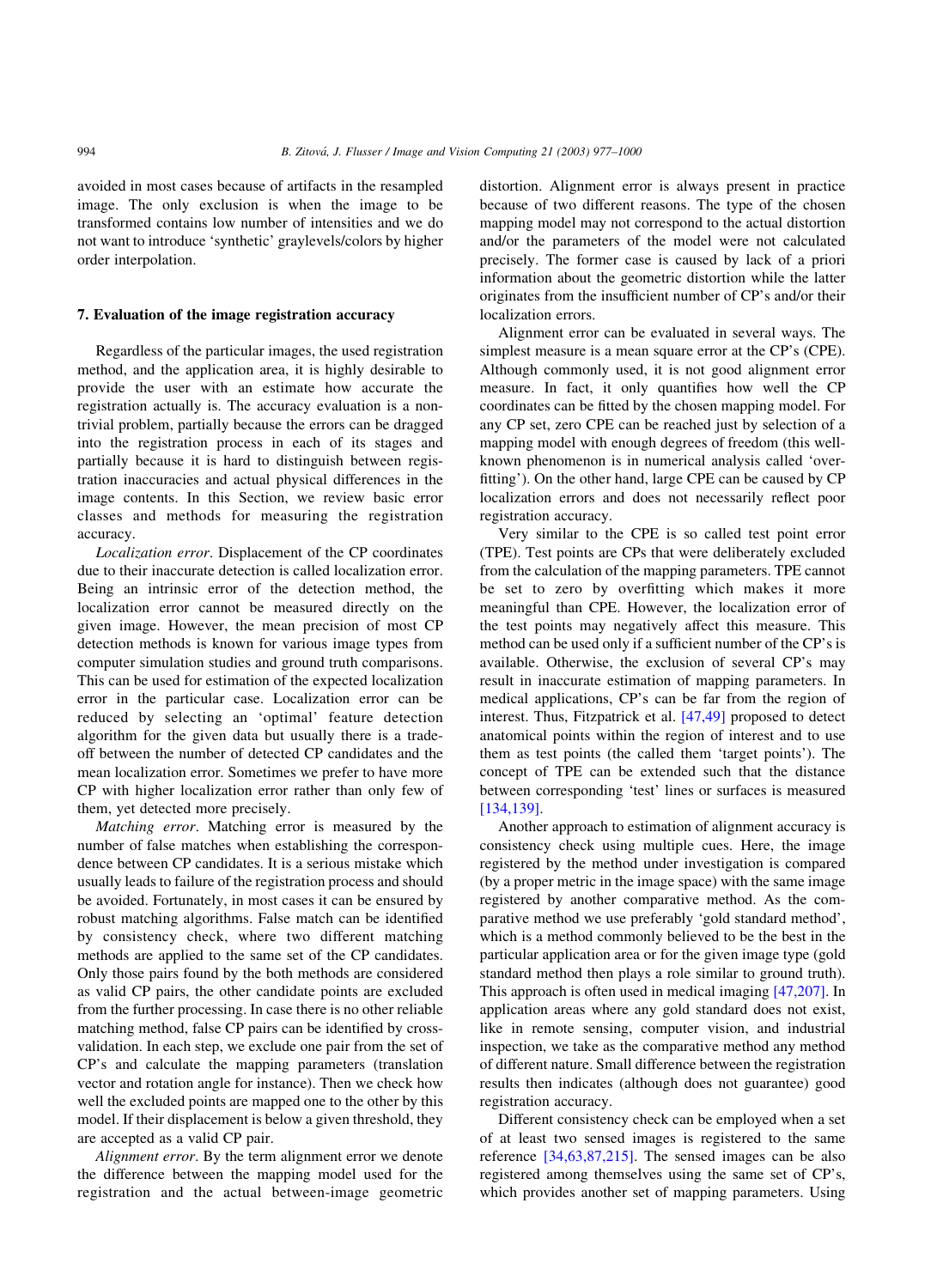avoided in most cases because of artifacts in the resampled image. The only exclusion is when the image to be transformed contains low number of intensities and we do not want to introduce 'synthetic' graylevels/colors by higher order interpolation.

## 7. Evaluation of the image registration accuracy

Regardless of the particular images, the used registration method, and the application area, it is highly desirable to provide the user with an estimate how accurate the registration actually is. The accuracy evaluation is a non-trivial problem, partially because the errors can be dragged into the registration process in each of its stages and partially because it is hard to distinguish between registration inaccuracies and actual physical differences in the image contents. In this Section, we review basic error classes and methods for measuring the registration accuracy.

*Localization error*. Displacement of the CP coordinates due to their inaccurate detection is called localization error. Being an intrinsic error of the detection method, the localization error cannot be measured directly on the given image. However, the mean precision of most CP detection methods is known for various image types from computer simulation studies and ground truth comparisons. This can be used for estimation of the expected localization error in the particular case. Localization error can be reduced by selecting an 'optimal' feature detection algorithm for the given data but usually there is a trade-off between the number of detected CP candidates and the mean localization error. Sometimes we prefer to have more CP with higher localization error rather than only few of them, yet detected more precisely.

*Matching error*. Matching error is measured by the number of false matches when establishing the correspondence between CP candidates. It is a serious mistake which usually leads to failure of the registration process and should be avoided. Fortunately, in most cases it can be ensured by robust matching algorithms. False match can be identified by consistency check, where two different matching methods are applied to the same set of the CP candidates. Only those pairs found by the both methods are considered as valid CP pairs, the other candidate points are excluded from the further processing. In case there is no other reliable matching method, false CP pairs can be identified by cross-validation. In each step, we exclude one pair from the set of CP's and calculate the mapping parameters (translation vector and rotation angle for instance). Then we check how well the excluded points are mapped one to the other by this model. If their displacement is below a given threshold, they are accepted as a valid CP pair.

*Alignment error*. By the term alignment error we denote the difference between the mapping model used for the registration and the actual between-image geometric distortion. Alignment error is always present in practice because of two different reasons. The type of the chosen mapping model may not correspond to the actual distortion and/or the parameters of the model were not calculated precisely. The former case is caused by lack of a priori information about the geometric distortion while the latter originates from the insufficient number of CP's and/or their localization errors.

Alignment error can be evaluated in several ways. The simplest measure is a mean square error at the CP's (CPE). Although commonly used, it is not good alignment error measure. In fact, it only quantifies how well the CP coordinates can be fitted by the chosen mapping model. For any CP set, zero CPE can be reached just by selection of a mapping model with enough degrees of freedom (this well-known phenomenon is in numerical analysis called 'overfitting'). On the other hand, large CPE can be caused by CP localization errors and does not necessarily reflect poor registration accuracy.

Very similar to the CPE is so called test point error (TPE). Test points are CPs that were deliberately excluded from the calculation of the mapping parameters. TPE cannot be set to zero by overfitting which makes it more meaningful than CPE. However, the localization error of the test points may negatively affect this measure. This method can be used only if a sufficient number of the CP's is available. Otherwise, the exclusion of several CP's may result in inaccurate estimation of mapping parameters. In medical applications, CP's can be far from the region of interest. Thus, Fitzpatrick et al. [47,49] proposed to detect anatomical points within the region of interest and to use them as test points (the called them 'target points'). The concept of TPE can be extended such that the distance between corresponding 'test' lines or surfaces is measured [134,139].

Another approach to estimation of alignment accuracy is consistency check using multiple cues. Here, the image registered by the method under investigation is compared (by a proper metric in the image space) with the same image registered by another comparative method. As the comparative method we use preferably 'gold standard method', which is a method commonly believed to be the best in the particular application area or for the given image type (gold standard method then plays a role similar to ground truth). This approach is often used in medical imaging [47,207]. In application areas where any gold standard does not exist, like in remote sensing, computer vision, and industrial inspection, we take as the comparative method any method of different nature. Small difference between the registration results then indicates (although does not guarantee) good registration accuracy.

Different consistency check can be employed when a set of at least two sensed images is registered to the same reference [34,63,87,215]. The sensed images can be also registered among themselves using the same set of CP's, which provides another set of mapping parameters. Using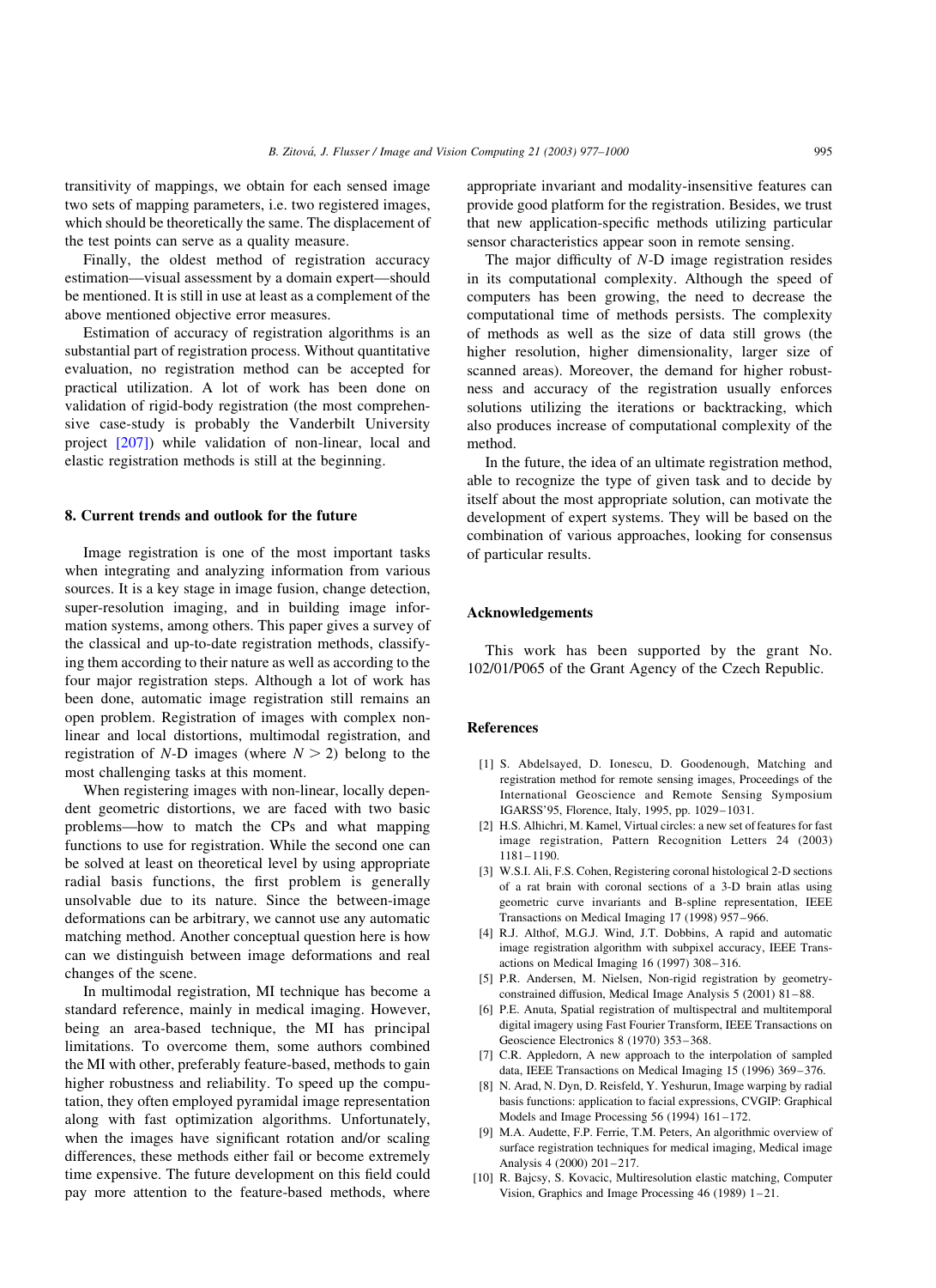transitivity of mappings, we obtain for each sensed image two sets of mapping parameters, i.e. two registered images, which should be theoretically the same. The displacement of the test points can serve as a quality measure.

Finally, the oldest method of registration accuracy estimation—visual assessment by a domain expert—should be mentioned. It is still in use at least as a complement of the above mentioned objective error measures.

Estimation of accuracy of registration algorithms is an substantial part of registration process. Without quantitative evaluation, no registration method can be accepted for practical utilization. A lot of work has been done on validation of rigid-body registration (the most comprehensive case-study is probably the Vanderbilt University project [207]) while validation of non-linear, local and elastic registration methods is still at the beginning.

## 8. Current trends and outlook for the future

Image registration is one of the most important tasks when integrating and analyzing information from various sources. It is a key stage in image fusion, change detection, super-resolution imaging, and in building image information systems, among others. This paper gives a survey of the classical and up-to-date registration methods, classifying them according to their nature as well as according to the four major registration steps. Although a lot of work has been done, automatic image registration still remains an open problem. Registration of images with complex nonlinear and local distortions, multimodal registration, and registration of $N$-D images (where $N > 2$) belong to the most challenging tasks at this moment.

When registering images with non-linear, locally dependent geometric distortions, we are faced with two basic problems—how to match the CPs and what mapping functions to use for registration. While the second one can be solved at least on theoretical level by using appropriate radial basis functions, the first problem is generally unsolvable due to its nature. Since the between-image deformations can be arbitrary, we cannot use any automatic matching method. Another conceptual question here is how can we distinguish between image deformations and real changes of the scene.

In multimodal registration, MI technique has become a standard reference, mainly in medical imaging. However, being an area-based technique, the MI has principal limitations. To overcome them, some authors combined the MI with other, preferably feature-based, methods to gain higher robustness and reliability. To speed up the computation, they often employed pyramidal image representation along with fast optimization algorithms. Unfortunately, when the images have significant rotation and/or scaling differences, these methods either fail or become extremely time expensive. The future development on this field could pay more attention to the feature-based methods, where appropriate invariant and modality-insensitive features can provide good platform for the registration. Besides, we trust that new application-specific methods utilizing particular sensor characteristics appear soon in remote sensing.

The major difficulty of $N$-D image registration resides in its computational complexity. Although the speed of computers has been growing, the need to decrease the computational time of methods persists. The complexity of methods as well as the size of data still grows (the higher resolution, higher dimensionality, larger size of scanned areas). Moreover, the demand for higher robustness and accuracy of the registration usually enforces solutions utilizing the iterations or backtracking, which also produces increase of computational complexity of the method.

In the future, the idea of an ultimate registration method, able to recognize the type of given task and to decide by itself about the most appropriate solution, can motivate the development of expert systems. They will be based on the combination of various approaches, looking for consensus of particular results.

## Acknowledgements

This work has been supported by the grant No. 102/01/P065 of the Grant Agency of the Czech Republic.

## References

[1] S. Abdelsayed, D. Ionescu, D. Goodenough, Matching and registration method for remote sensing images, Proceedings of the International Geoscience and Remote Sensing Symposium IGARSS'95, Florence, Italy, 1995, pp. 1029–1031.

[2] H.S. Alhichri, M. Kamel, Virtual circles: a new set of features for fast image registration, Pattern Recognition Letters 24 (2003) 1181–1190.

[3] W.S.I. Ali, F.S. Cohen, Registering coronal histological 2-D sections of a rat brain with coronal sections of a 3-D brain atlas using geometric curve invariants and B-spline representation, IEEE Transactions on Medical Imaging 17 (1998) 957–966.

[4] R.J. Althof, M.G.J. Wind, J.T. Dobbins, A rapid and automatic image registration algorithm with subpixel accuracy, IEEE Transactions on Medical Imaging 16 (1997) 308–316.

[5] P.R. Andersen, M. Nielsen, Non-rigid registration by geometry-constrained diffusion, Medical Image Analysis 5 (2001) 81–88.

[6] P.E. Anuta, Spatial registration of multispectral and multitemporal digital imagery using Fast Fourier Transform, IEEE Transactions on Geoscience Electronics 8 (1970) 353–368.

[7] C.R. Appledorn, A new approach to the interpolation of sampled data, IEEE Transactions on Medical Imaging 15 (1996) 369–376.

[8] N. Arad, N. Dyn, D. Reisfeld, Y. Yeshurun, Image warping by radial basis functions: application to facial expressions, CVGIP: Graphical Models and Image Processing 56 (1994) 161–172.

[9] M.A. Audette, F.P. Ferrie, T.M. Peters, An algorithmic overview of surface registration techniques for medical imaging, Medical image Analysis 4 (2000) 201–217.

[10] R. Bajcsy, S. Kovacic, Multiresolution elastic matching, Computer Vision, Graphics and Image Processing 46 (1989) 1–21.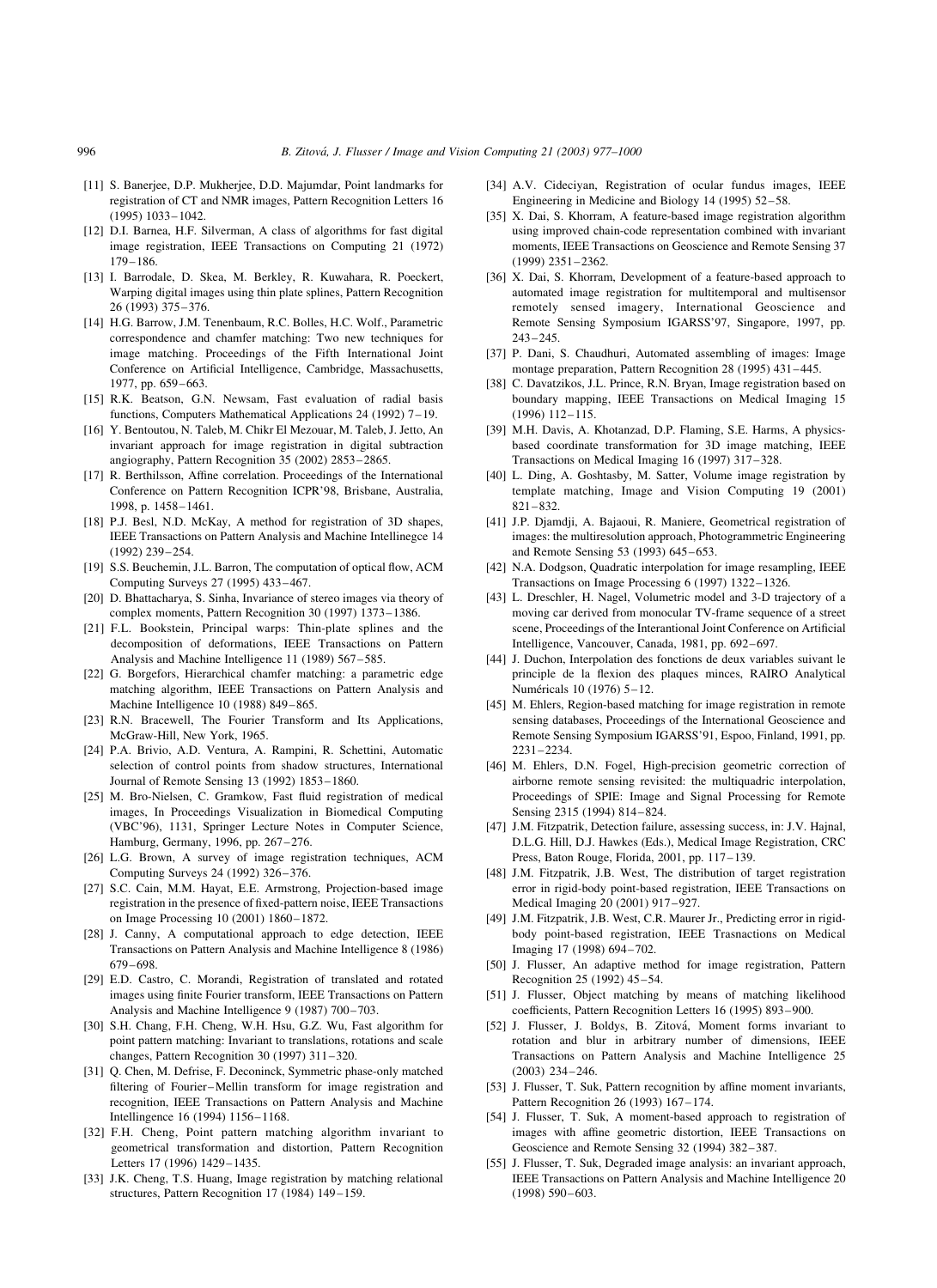[11] S. Banerjee, D.P. Mukherjee, D.D. Majumdar, Point landmarks for registration of CT and NMR images, Pattern Recognition Letters 16 (1995) 1033–1042.

[12] D.I. Barnea, H.F. Silverman, A class of algorithms for fast digital image registration, IEEE Transactions on Computing 21 (1972) 179–186.

[13] I. Barrodale, D. Skea, M. Berkley, R. Kuwahara, R. Poeckert, Warping digital images using thin plate splines, Pattern Recognition 26 (1993) 375–376.

[14] H.G. Barrow, J.M. Tenenbaum, R.C. Bolles, H.C. Wolf., Parametric correspondence and chamfer matching: Two new techniques for image matching. Proceedings of the Fifth International Joint Conference on Artificial Intelligence, Cambridge, Massachusetts, 1977, pp. 659–663.

[15] R.K. Beatson, G.N. Newsam, Fast evaluation of radial basis functions, Computers Mathematical Applications 24 (1992) 7–19.

[16] Y. Bentoutou, N. Taleb, M. Chikr El Mezouar, M. Taleb, J. Jetto, An invariant approach for image registration in digital subtraction angiography, Pattern Recognition 35 (2002) 2853–2865.

[17] R. Berthilsson, Affine correlation. Proceedings of the International Conference on Pattern Recognition ICPR'98, Brisbane, Australia, 1998, p. 1458–1461.

[18] P.J. Besl, N.D. McKay, A method for registration of 3D shapes, IEEE Transactions on Pattern Analysis and Machine Intellinegce 14 (1992) 239–254.

[19] S.S. Beuchemin, J.L. Barron, The computation of optical flow, ACM Computing Surveys 27 (1995) 433–467.

[20] D. Bhattacharya, S. Sinha, Invariance of stereo images via theory of complex moments, Pattern Recognition 30 (1997) 1373–1386.

[21] F.L. Bookstein, Principal warps: Thin-plate splines and the decomposition of deformations, IEEE Transactions on Pattern Analysis and Machine Intelligence 11 (1989) 567–585.

[22] G. Borgefors, Hierarchical chamfer matching: a parametric edge matching algorithm, IEEE Transactions on Pattern Analysis and Machine Intelligence 10 (1988) 849–865.

[23] R.N. Bracewell, The Fourier Transform and Its Applications, McGraw-Hill, New York, 1965.

[24] P.A. Brivio, A.D. Ventura, A. Rampini, R. Schettini, Automatic selection of control points from shadow structures, International Journal of Remote Sensing 13 (1992) 1853–1860.

[25] M. Bro-Nielsen, C. Gramkow, Fast fluid registration of medical images, In Proceedings Visualization in Biomedical Computing (VBC'96), 1131, Springer Lecture Notes in Computer Science, Hamburg, Germany, 1996, pp. 267–276.

[26] L.G. Brown, A survey of image registration techniques, ACM Computing Surveys 24 (1992) 326–376.

[27] S.C. Cain, M.M. Hayat, E.E. Armstrong, Projection-based image registration in the presence of fixed-pattern noise, IEEE Transactions on Image Processing 10 (2001) 1860–1872.

[28] J. Canny, A computational approach to edge detection, IEEE Transactions on Pattern Analysis and Machine Intelligence 8 (1986) 679–698.

[29] E.D. Castro, C. Morandi, Registration of translated and rotated images using finite Fourier transform, IEEE Transactions on Pattern Analysis and Machine Intelligence 9 (1987) 700–703.

[30] S.H. Chang, F.H. Cheng, W.H. Hsu, G.Z. Wu, Fast algorithm for point pattern matching: Invariant to translations, rotations and scale changes, Pattern Recognition 30 (1997) 311–320.

[31] Q. Chen, M. Defrise, F. Deconinck, Symmetric phase-only matched filtering of Fourier–Mellin transform for image registration and recognition, IEEE Transactions on Pattern Analysis and Machine Intellingence 16 (1994) 1156–1168.

[32] F.H. Cheng, Point pattern matching algorithm invariant to geometrical transformation and distortion, Pattern Recognition Letters 17 (1996) 1429–1435.

[33] J.K. Cheng, T.S. Huang, Image registration by matching relational structures, Pattern Recognition 17 (1984) 149–159.

[34] A.V. Cideciyan, Registration of ocular fundus images, IEEE Engineering in Medicine and Biology 14 (1995) 52–58.

[35] X. Dai, S. Khorram, A feature-based image registration algorithm using improved chain-code representation combined with invariant moments, IEEE Transactions on Geoscience and Remote Sensing 37 (1999) 2351–2362.

[36] X. Dai, S. Khorram, Development of a feature-based approach to automated image registration for multitemporal and multisensor remotely sensed imagery, International Geoscience and Remote Sensing Symposium IGARSS'97, Singapore, 1997, pp. 243–245.

[37] P. Dani, S. Chaudhuri, Automated assembling of images: Image montage preparation, Pattern Recognition 28 (1995) 431–445.

[38] C. Davatzikos, J.L. Prince, R.N. Bryan, Image registration based on boundary mapping, IEEE Transactions on Medical Imaging 15 (1996) 112–115.

[39] M.H. Davis, A. Khotanzad, D.P. Flaming, S.E. Harms, A physics-based coordinate transformation for 3D image matching, IEEE Transactions on Medical Imaging 16 (1997) 317–328.

[40] L. Ding, A. Goshtasby, M. Satter, Volume image registration by template matching, Image and Vision Computing 19 (2001) 821–832.

[41] J.P. Djamdji, A. Bajaoui, R. Maniere, Geometrical registration of images: the multiresolution approach, Photogrammetric Engineering and Remote Sensing 53 (1993) 645–653.

[42] N.A. Dodgson, Quadratic interpolation for image resampling, IEEE Transactions on Image Processing 6 (1997) 1322–1326.

[43] L. Dreschler, H. Nagel, Volumetric model and 3-D trajectory of a moving car derived from monocular TV-frame sequence of a street scene, Proceedings of the Interantional Joint Conference on Artificial Intelligence, Vancouver, Canada, 1981, pp. 692–697.

[44] J. Duchon, Interpolation des fonctions de deux variables suivant le principle de la flexion des plaques minces, RAIRO Analytical Numéricals 10 (1976) 5–12.

[45] M. Ehlers, Region-based matching for image registration in remote sensing databases, Proceedings of the International Geoscience and Remote Sensing Symposium IGARSS'91, Espoo, Finland, 1991, pp. 2231–2234.

[46] M. Ehlers, D.N. Fogel, High-precision geometric correction of airborne remote sensing revisited: the multiquadric interpolation, Proceedings of SPIE: Image and Signal Processing for Remote Sensing 2315 (1994) 814–824.

[47] J.M. Fitzpatrik, Detection failure, assessing success, in: J.V. Hajnal, D.L.G. Hill, D.J. Hawkes (Eds.), Medical Image Registration, CRC Press, Baton Rouge, Florida, 2001, pp. 117–139.

[48] J.M. Fitzpatrik, J.B. West, The distribution of target registration error in rigid-body point-based registration, IEEE Transactions on Medical Imaging 20 (2001) 917–927.

[49] J.M. Fitzpatrik, J.B. West, C.R. Maurer Jr., Predicting error in rigid-body point-based registration, IEEE Trasnactions on Medical Imaging 17 (1998) 694–702.

[50] J. Flusser, An adaptive method for image registration, Pattern Recognition 25 (1992) 45–54.

[51] J. Flusser, Object matching by means of matching likelihood coefficients, Pattern Recognition Letters 16 (1995) 893–900.

[52] J. Flusser, J. Boldys, B. Zitová, Moment forms invariant to rotation and blur in arbitrary number of dimensions, IEEE Transactions on Pattern Analysis and Machine Intelligence 25 (2003) 234–246.

[53] J. Flusser, T. Suk, Pattern recognition by affine moment invariants, Pattern Recognition 26 (1993) 167–174.

[54] J. Flusser, T. Suk, A moment-based approach to registration of images with affine geometric distortion, IEEE Transactions on Geoscience and Remote Sensing 32 (1994) 382–387.

[55] J. Flusser, T. Suk, Degraded image analysis: an invariant approach, IEEE Transactions on Pattern Analysis and Machine Intelligence 20 (1998) 590–603.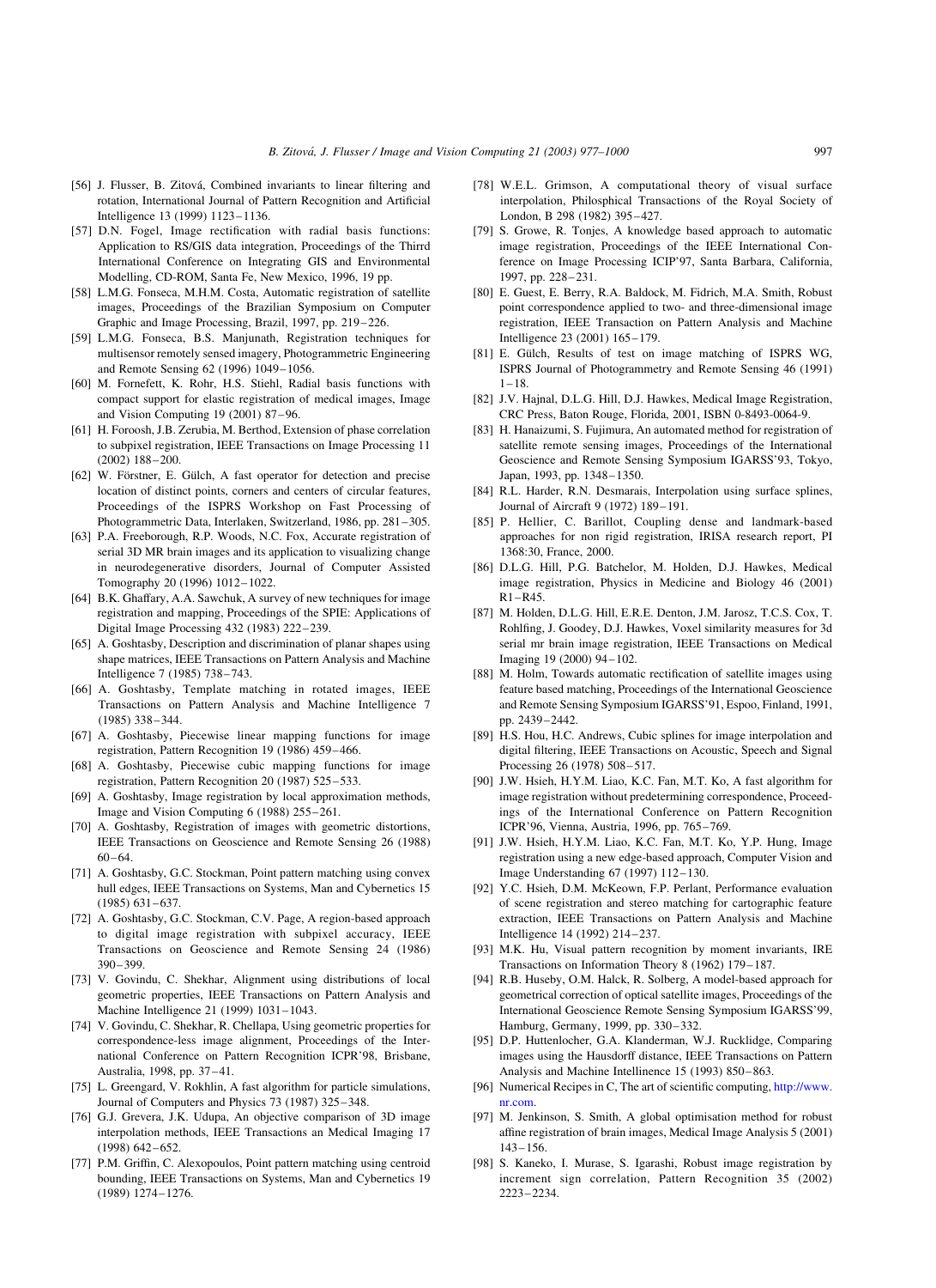[56] J. Flusser, B. Zitová, Combined invariants to linear filtering and rotation, International Journal of Pattern Recognition and Artificial Intelligence 13 (1999) 1123–1136.

[57] D.N. Fogel, Image rectification with radial basis functions: Application to RS/GIS data integration, Proceedings of the Thirrd International Conference on Integrating GIS and Environmental Modelling, CD-ROM, Santa Fe, New Mexico, 1996, 19 pp.

[58] L.M.G. Fonseca, M.H.M. Costa, Automatic registration of satellite images, Proceedings of the Brazilian Symposium on Computer Graphic and Image Processing, Brazil, 1997, pp. 219–226.

[59] L.M.G. Fonseca, B.S. Manjunath, Registration techniques for multisensor remotely sensed imagery, Photogrammetric Engineering and Remote Sensing 62 (1996) 1049–1056.

[60] M. Fornefett, K. Rohr, H.S. Stiehl, Radial basis functions with compact support for elastic registration of medical images, Image and Vision Computing 19 (2001) 87–96.

[61] H. Foroosh, J.B. Zerubia, M. Berthod, Extension of phase correlation to subpixel registration, IEEE Transactions on Image Processing 11 (2002) 188–200.

[62] W. Förstner, E. Gülch, A fast operator for detection and precise location of distinct points, corners and centers of circular features, Proceedings of the ISPRS Workshop on Fast Processing of Photogrammetric Data, Interlaken, Switzerland, 1986, pp. 281–305.

[63] P.A. Freeborough, R.P. Woods, N.C. Fox, Accurate registration of serial 3D MR brain images and its application to visualizing change in neurodegenerative disorders, Journal of Computer Assisted Tomography 20 (1996) 1012–1022.

[64] B.K. Ghaffary, A.A. Sawchuk, A survey of new techniques for image registration and mapping, Proceedings of the SPIE: Applications of Digital Image Processing 432 (1983) 222–239.

[65] A. Goshtasby, Description and discrimination of planar shapes using shape matrices, IEEE Transactions on Pattern Analysis and Machine Intelligence 7 (1985) 738–743.

[66] A. Goshtasby, Template matching in rotated images, IEEE Transactions on Pattern Analysis and Machine Intelligence 7 (1985) 338–344.

[67] A. Goshtasby, Piecewise linear mapping functions for image registration, Pattern Recognition 19 (1986) 459–466.

[68] A. Goshtasby, Piecewise cubic mapping functions for image registration, Pattern Recognition 20 (1987) 525–533.

[69] A. Goshtasby, Image registration by local approximation methods, Image and Vision Computing 6 (1988) 255–261.

[70] A. Goshtasby, Registration of images with geometric distortions, IEEE Transactions on Geoscience and Remote Sensing 26 (1988) 60–64.

[71] A. Goshtasby, G.C. Stockman, Point pattern matching using convex hull edges, IEEE Transactions on Systems, Man and Cybernetics 15 (1985) 631–637.

[72] A. Goshtasby, G.C. Stockman, C.V. Page, A region-based approach to digital image registration with subpixel accuracy, IEEE Transactions on Geoscience and Remote Sensing 24 (1986) 390–399.

[73] V. Govindu, C. Shekhar, Alignment using distributions of local geometric properties, IEEE Transactions on Pattern Analysis and Machine Intelligence 21 (1999) 1031–1043.

[74] V. Govindu, C. Shekhar, R. Chellapa, Using geometric properties for correspondence-less image alignment, Proceedings of the International Conference on Pattern Recognition ICPR'98, Brisbane, Australia, 1998, pp. 37–41.

[75] L. Greengard, V. Rokhlin, A fast algorithm for particle simulations, Journal of Computers and Physics 73 (1987) 325–348.

[76] G.J. Grevera, J.K. Udupa, An objective comparison of 3D image interpolation methods, IEEE Transactions an Medical Imaging 17 (1998) 642–652.

[77] P.M. Griffin, C. Alexopoulos, Point pattern matching using centroid bounding, IEEE Transactions on Systems, Man and Cybernetics 19 (1989) 1274–1276.

[78] W.E.L. Grimson, A computational theory of visual surface interpolation, Philosphical Transactions of the Royal Society of London, B 298 (1982) 395–427.

[79] S. Growe, R. Tonjes, A knowledge based approach to automatic image registration, Proceedings of the IEEE International Conference on Image Processing ICIP'97, Santa Barbara, California, 1997, pp. 228–231.

[80] E. Guest, E. Berry, R.A. Baldock, M. Fidrich, M.A. Smith, Robust point correspondence applied to two- and three-dimensional image registration, IEEE Transaction on Pattern Analysis and Machine Intelligence 23 (2001) 165–179.

[81] E. Gülch, Results of test on image matching of ISPRS WG, ISPRS Journal of Photogrammetry and Remote Sensing 46 (1991) 1–18.

[82] J.V. Hajnal, D.L.G. Hill, D.J. Hawkes, Medical Image Registration, CRC Press, Baton Rouge, Florida, 2001, ISBN 0-8493-0064-9.

[83] H. Hanaizumi, S. Fujimura, An automated method for registration of satellite remote sensing images, Proceedings of the International Geoscience and Remote Sensing Symposium IGARSS'93, Tokyo, Japan, 1993, pp. 1348–1350.

[84] R.L. Harder, R.N. Desmarais, Interpolation using surface splines, Journal of Aircraft 9 (1972) 189–191.

[85] P. Hellier, C. Barillot, Coupling dense and landmark-based approaches for non rigid registration, IRISA research report, PI 1368:30, France, 2000.

[86] D.L.G. Hill, P.G. Batchelor, M. Holden, D.J. Hawkes, Medical image registration, Physics in Medicine and Biology 46 (2001) R1–R45.

[87] M. Holden, D.L.G. Hill, E.R.E. Denton, J.M. Jarosz, T.C.S. Cox, T. Rohlfing, J. Goodey, D.J. Hawkes, Voxel similarity measures for 3d serial mr brain image registration, IEEE Transactions on Medical Imaging 19 (2000) 94–102.

[88] M. Holm, Towards automatic rectification of satellite images using feature based matching, Proceedings of the International Geoscience and Remote Sensing Symposium IGARSS'91, Espoo, Finland, 1991, pp. 2439–2442.

[89] H.S. Hou, H.C. Andrews, Cubic splines for image interpolation and digital filtering, IEEE Transactions on Acoustic, Speech and Signal Processing 26 (1978) 508–517.

[90] J.W. Hsieh, H.Y.M. Liao, K.C. Fan, M.T. Ko, A fast algorithm for image registration without predetermining correspondence, Proceedings of the International Conference on Pattern Recognition ICPR'96, Vienna, Austria, 1996, pp. 765–769.

[91] J.W. Hsieh, H.Y.M. Liao, K.C. Fan, M.T. Ko, Y.P. Hung, Image registration using a new edge-based approach, Computer Vision and Image Understanding 67 (1997) 112–130.

[92] Y.C. Hsieh, D.M. McKeown, F.P. Perlant, Performance evaluation of scene registration and stereo matching for cartographic feature extraction, IEEE Transactions on Pattern Analysis and Machine Intelligence 14 (1992) 214–237.

[93] M.K. Hu, Visual pattern recognition by moment invariants, IRE Transactions on Information Theory 8 (1962) 179–187.

[94] R.B. Huseby, O.M. Halck, R. Solberg, A model-based approach for geometrical correction of optical satellite images, Proceedings of the International Geoscience Remote Sensing Symposium IGARSS'99, Hamburg, Germany, 1999, pp. 330–332.

[95] D.P. Huttenlocher, G.A. Klanderman, W.J. Rucklidge, Comparing images using the Hausdorff distance, IEEE Transactions on Pattern Analysis and Machine Intellinence 15 (1993) 850–863.

[96] Numerical Recipes in C, The art of scientific computing, http://www.nr.com.

[97] M. Jenkinson, S. Smith, A global optimisation method for robust affine registration of brain images, Medical Image Analysis 5 (2001) 143–156.

[98] S. Kaneko, I. Murase, S. Igarashi, Robust image registration by increment sign correlation, Pattern Recognition 35 (2002) 2223–2234.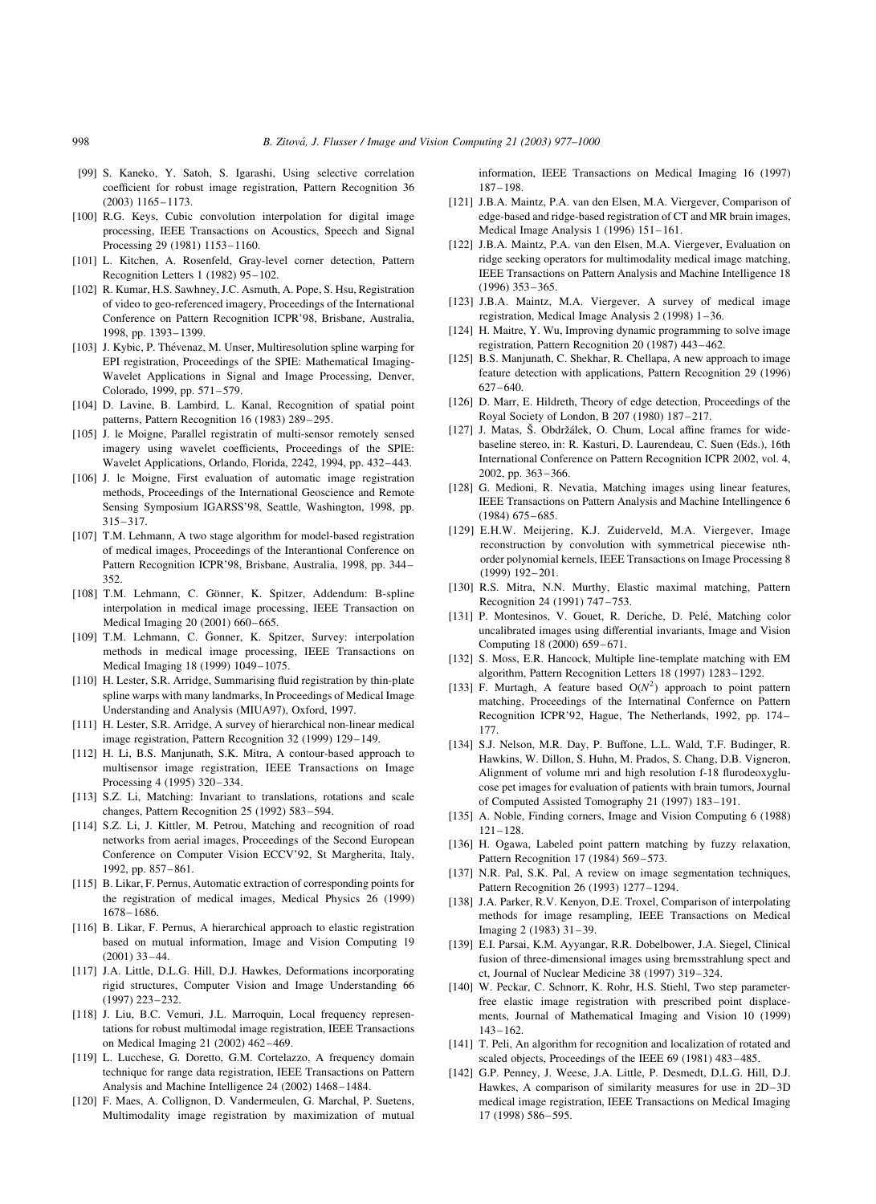[99] S. Kaneko, Y. Satoh, S. Igarashi, Using selective correlation coefficient for robust image registration, Pattern Recognition 36 (2003) 1165–1173.

[100] R.G. Keys, Cubic convolution interpolation for digital image processing, IEEE Transactions on Acoustics, Speech and Signal Processing 29 (1981) 1153–1160.

[101] L. Kitchen, A. Rosenfeld, Gray-level corner detection, Pattern Recognition Letters 1 (1982) 95–102.

[102] R. Kumar, H.S. Sawhney, J.C. Asmuth, A. Pope, S. Hsu, Registration of video to geo-referenced imagery, Proceedings of the International Conference on Pattern Recognition ICPR'98, Brisbane, Australia, 1998, pp. 1393–1399.

[103] J. Kybic, P. Thévenaz, M. Unser, Multiresolution spline warping for EPI registration, Proceedings of the SPIE: Mathematical Imaging-Wavelet Applications in Signal and Image Processing, Denver, Colorado, 1999, pp. 571–579.

[104] D. Lavine, B. Lambird, L. Kanal, Recognition of spatial point patterns, Pattern Recognition 16 (1983) 289–295.

[105] J. le Moigne, Parallel registratin of multi-sensor remotely sensed imagery using wavelet coefficients, Proceedings of the SPIE: Wavelet Applications, Orlando, Florida, 2242, 1994, pp. 432–443.

[106] J. le Moigne, First evaluation of automatic image registration methods, Proceedings of the International Geoscience and Remote Sensing Symposium IGARSS'98, Seattle, Washington, 1998, pp. 315–317.

[107] T.M. Lehmann, A two stage algorithm for model-based registration of medical images, Proceedings of the Interantional Conference on Pattern Recognition ICPR'98, Brisbane, Australia, 1998, pp. 344–352.

[108] T.M. Lehmann, C. Gönner, K. Spitzer, Addendum: B-spline interpolation in medical image processing, IEEE Transaction on Medical Imaging 20 (2001) 660–665.

[109] T.M. Lehmann, C. Gönner, K. Spitzer, Survey: interpolation methods in medical image processing, IEEE Transactions on Medical Imaging 18 (1999) 1049–1075.

[110] H. Lester, S.R. Arridge, Summarising fluid registration by thin-plate spline warps with many landmarks, In Proceedings of Medical Image Understanding and Analysis (MIUA97), Oxford, 1997.

[111] H. Lester, S.R. Arridge, A survey of hierarchical non-linear medical image registration, Pattern Recognition 32 (1999) 129–149.

[112] H. Li, B.S. Manjunath, S.K. Mitra, A contour-based approach to multisensor image registration, IEEE Transactions on Image Processing 4 (1995) 320–334.

[113] S.Z. Li, Matching: Invariant to translations, rotations and scale changes, Pattern Recognition 25 (1992) 583–594.

[114] S.Z. Li, J. Kittler, M. Petrou, Matching and recognition of road networks from aerial images, Proceedings of the Second European Conference on Computer Vision ECCV'92, St Margherita, Italy, 1992, pp. 857–861.

[115] B. Likar, F. Pernus, Automatic extraction of corresponding points for the registration of medical images, Medical Physics 26 (1999) 1678–1686.

[116] B. Likar, F. Pernus, A hierarchical approach to elastic registration based on mutual information, Image and Vision Computing 19 (2001) 33–44.

[117] J.A. Little, D.L.G. Hill, D.J. Hawkes, Deformations incorporating rigid structures, Computer Vision and Image Understanding 66 (1997) 223–232.

[118] J. Liu, B.C. Vemuri, J.L. Marroquin, Local frequency representations for robust multimodal image registration, IEEE Transactions on Medical Imaging 21 (2002) 462–469.

[119] L. Lucchese, G. Doretto, G.M. Cortelazzo, A frequency domain technique for range data registration, IEEE Transactions on Pattern Analysis and Machine Intelligence 24 (2002) 1468–1484.

[120] F. Maes, A. Collignon, D. Vandermeulen, G. Marchal, P. Suetens, Multimodality image registration by maximization of mutual information, IEEE Transactions on Medical Imaging 16 (1997) 187–198.

[121] J.B.A. Maintz, P.A. van den Elsen, M.A. Viergever, Comparison of edge-based and ridge-based registration of CT and MR brain images, Medical Image Analysis 1 (1996) 151–161.

[122] J.B.A. Maintz, P.A. van den Elsen, M.A. Viergever, Evaluation on ridge seeking operators for multimodality medical image matching, IEEE Transactions on Pattern Analysis and Machine Intelligence 18 (1996) 353–365.

[123] J.B.A. Maintz, M.A. Viergever, A survey of medical image registration, Medical Image Analysis 2 (1998) 1–36.

[124] H. Maitre, Y. Wu, Improving dynamic programming to solve image registration, Pattern Recognition 20 (1987) 443–462.

[125] B.S. Manjunath, C. Shekhar, R. Chellapa, A new approach to image feature detection with applications, Pattern Recognition 29 (1996) 627–640.

[126] D. Marr, E. Hildreth, Theory of edge detection, Proceedings of the Royal Society of London, B 207 (1980) 187–217.

[127] J. Matas, Š. Obdržálek, O. Chum, Local affine frames for wide-baseline stereo, in: R. Kasturi, D. Laurendeau, C. Suen (Eds.), 16th International Conference on Pattern Recognition ICPR 2002, vol. 4, 2002, pp. 363–366.

[128] G. Medioni, R. Nevatia, Matching images using linear features, IEEE Transactions on Pattern Analysis and Machine Intellingence 6 (1984) 675–685.

[129] E.H.W. Meijering, K.J. Zuiderveld, M.A. Viergever, Image reconstruction by convolution with symmetrical piecewise nth-order polynomial kernels, IEEE Transactions on Image Processing 8 (1999) 192–201.

[130] R.S. Mitra, N.N. Murthy, Elastic maximal matching, Pattern Recognition 24 (1991) 747–753.

[131] P. Montesinos, V. Gouet, R. Deriche, D. Pelé, Matching color uncalibrated images using differential invariants, Image and Vision Computing 18 (2000) 659–671.

[132] S. Moss, E.R. Hancock, Multiple line-template matching with EM algorithm, Pattern Recognition Letters 18 (1997) 1283–1292.

[133] F. Murtagh, A feature based $O(N^2)$ approach to point pattern matching, Proceedings of the Internatinal Confernce on Pattern Recognition ICPR'92, Hague, The Netherlands, 1992, pp. 174–177.

[134] S.J. Nelson, M.R. Day, P. Buffone, L.L. Wald, T.F. Budinger, R. Hawkins, W. Dillon, S. Huhn, M. Prados, S. Chang, D.B. Vigneron, Alignment of volume mri and high resolution f-18 flurodeoxyglucose pet images for evaluation of patients with brain tumors, Journal of Computed Assisted Tomography 21 (1997) 183–191.

[135] A. Noble, Finding corners, Image and Vision Computing 6 (1988) 121–128.

[136] H. Ogawa, Labeled point pattern matching by fuzzy relaxation, Pattern Recognition 17 (1984) 569–573.

[137] N.R. Pal, S.K. Pal, A review on image segmentation techniques, Pattern Recognition 26 (1993) 1277–1294.

[138] J.A. Parker, R.V. Kenyon, D.E. Troxel, Comparison of interpolating methods for image resampling, IEEE Transactions on Medical Imaging 2 (1983) 31–39.

[139] E.I. Parsai, K.M. Ayyangar, R.R. Dobelbower, J.A. Siegel, Clinical fusion of three-dimensional images using bremsstrahlung spect and ct, Journal of Nuclear Medicine 38 (1997) 319–324.

[140] W. Peckar, C. Schnorr, K. Rohr, H.S. Stiehl, Two step parameter-free elastic image registration with prescribed point displacements, Journal of Mathematical Imaging and Vision 10 (1999) 143–162.

[141] T. Peli, An algorithm for recognition and localization of rotated and scaled objects, Proceedings of the IEEE 69 (1981) 483–485.

[142] G.P. Penney, J. Weese, J.A. Little, P. Desmedt, D.L.G. Hill, D.J. Hawkes, A comparison of similarity measures for use in 2D–3D medical image registration, IEEE Transactions on Medical Imaging 17 (1998) 586–595.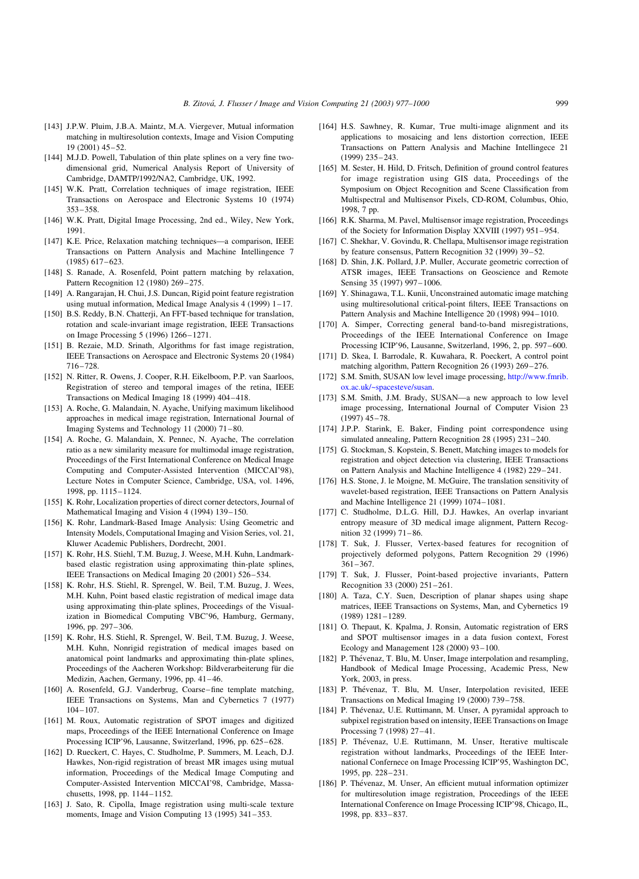[143] J.P.W. Pluim, J.B.A. Maintz, M.A. Viergever, Mutual information matching in multiresolution contexts, Image and Vision Computing 19 (2001) 45–52.

[144] M.J.D. Powell, Tabulation of thin plate splines on a very fine two-dimensional grid, Numerical Analysis Report of University of Cambridge, DAMTP/1992/NA2, Cambridge, UK, 1992.

[145] W.K. Pratt, Correlation techniques of image registration, IEEE Transactions on Aerospace and Electronic Systems 10 (1974) 353–358.

[146] W.K. Pratt, Digital Image Processing, 2nd ed., Wiley, New York, 1991.

[147] K.E. Price, Relaxation matching techniques—a comparison, IEEE Transactions on Pattern Analysis and Machine Intellingence 7 (1985) 617–623.

[148] S. Ranade, A. Rosenfeld, Point pattern matching by relaxation, Pattern Recognition 12 (1980) 269–275.

[149] A. Rangarajan, H. Chui, J.S. Duncan, Rigid point feature registration using mutual information, Medical Image Analysis 4 (1999) 1–17.

[150] B.S. Reddy, B.N. Chatterji, An FFT-based technique for translation, rotation and scale-invariant image registration, IEEE Transactions on Image Processing 5 (1996) 1266–1271.

[151] B. Rezaie, M.D. Srinath, Algorithms for fast image registration, IEEE Transactions on Aerospace and Electronic Systems 20 (1984) 716–728.

[152] N. Ritter, R. Owens, J. Cooper, R.H. Eikelboom, P.P. van Saarloos, Registration of stereo and temporal images of the retina, IEEE Transactions on Medical Imaging 18 (1999) 404–418.

[153] A. Roche, G. Malandain, N. Ayache, Unifying maximum likelihood approaches in medical image registration, International Journal of Imaging Systems and Technology 11 (2000) 71–80.

[154] A. Roche, G. Malandain, X. Pennec, N. Ayache, The correlation ratio as a new similarity measure for multimodal image registration, Proceedings of the First International Conference on Medical Image Computing and Computer-Assisted Intervention (MICCAI'98), Lecture Notes in Computer Science, Cambridge, USA, vol. 1496, 1998, pp. 1115–1124.

[155] K. Rohr, Localization properties of direct corner detectors, Journal of Mathematical Imaging and Vision 4 (1994) 139–150.

[156] K. Rohr, Landmark-Based Image Analysis: Using Geometric and Intensity Models, Computational Imaging and Vision Series, vol. 21, Kluwer Academic Publishers, Dordrecht, 2001.

[157] K. Rohr, H.S. Stiehl, T.M. Buzug, J. Weese, M.H. Kuhn, Landmark-based elastic registration using approximating thin-plate splines, IEEE Transactions on Medical Imaging 20 (2001) 526–534.

[158] K. Rohr, H.S. Stiehl, R. Sprengel, W. Beil, T.M. Buzug, J. Wees, M.H. Kuhn, Point based elastic registration of medical image data using approximating thin-plate splines, Proceedings of the Visualization in Biomedical Computing VBC'96, Hamburg, Germany, 1996, pp. 297–306.

[159] K. Rohr, H.S. Stiehl, R. Sprengel, W. Beil, T.M. Buzug, J. Weese, M.H. Kuhn, Nonrigid registration of medical images based on anatomical point landmarks and approximating thin-plate splines, Proceedings of the Aacheren Workshop: Bildverarbeiterung für die Medizin, Aachen, Germany, 1996, pp. 41–46.

[160] A. Rosenfeld, G.J. Vanderbrug, Coarse–fine template matching, IEEE Transactions on Systems, Man and Cybernetics 7 (1977) 104–107.

[161] M. Roux, Automatic registration of SPOT images and digitized maps, Proceedings of the IEEE International Conference on Image Processing ICIP'96, Lausanne, Switzerland, 1996, pp. 625–628.

[162] D. Rueckert, C. Hayes, C. Studholme, P. Summers, M. Leach, D.J. Hawkes, Non-rigid registration of breast MR images using mutual information, Proceedings of the Medical Image Computing and Computer-Assisted Intervention MICCAI'98, Cambridge, Massachusetts, 1998, pp. 1144–1152.

[163] J. Sato, R. Cipolla, Image registration using multi-scale texture moments, Image and Vision Computing 13 (1995) 341–353.

[164] H.S. Sawhney, R. Kumar, True multi-image alignment and its applications to mosaicing and lens distortion correction, IEEE Transactions on Pattern Analysis and Machine Intellingece 21 (1999) 235–243.

[165] M. Sester, H. Hild, D. Fritsch, Definition of ground control features for image registration using GIS data, Proceedings of the Symposium on Object Recognition and Scene Classification from Multispectral and Multisensor Pixels, CD-ROM, Columbus, Ohio, 1998, 7 pp.

[166] R.K. Sharma, M. Pavel, Multisensor image registration, Proceedings of the Society for Information Display XXVIII (1997) 951–954.

[167] C. Shekhar, V. Govindu, R. Chellapa, Multisensor image registration by feature consensus, Pattern Recognition 32 (1999) 39–52.

[168] D. Shin, J.K. Pollard, J.P. Muller, Accurate geometric correction of ATSR images, IEEE Transactions on Geoscience and Remote Sensing 35 (1997) 997–1006.

[169] Y. Shinagawa, T.L. Kunii, Unconstrained automatic image matching using multiresolutional critical-point filters, IEEE Transactions on Pattern Analysis and Machine Intelligence 20 (1998) 994–1010.

[170] A. Simper, Correcting general band-to-band misregistrations, Proceedings of the IEEE International Conference on Image Processing ICIP'96, Lausanne, Switzerland, 1996, 2, pp. 597–600.

[171] D. Skea, I. Barrodale, R. Kuwahara, R. Poeckert, A control point matching algorithm, Pattern Recognition 26 (1993) 269–276.

[172] S.M. Smith, SUSAN low level image processing, http://www.fmrib.ox.ac.uk/~spacesteve/susan.

[173] S.M. Smith, J.M. Brady, SUSAN—a new approach to low level image processing, International Journal of Computer Vision 23 (1997) 45–78.

[174] J.P.P. Starink, E. Baker, Finding point correspondence using simulated annealing, Pattern Recognition 28 (1995) 231–240.

[175] G. Stockman, S. Kopstein, S. Benett, Matching images to models for registration and object detection via clustering, IEEE Transactions on Pattern Analysis and Machine Intelligence 4 (1982) 229–241.

[176] H.S. Stone, J. le Moigne, M. McGuire, The translation sensitivity of wavelet-based registration, IEEE Transactions on Pattern Analysis and Machine Intelligence 21 (1999) 1074–1081.

[177] C. Studholme, D.L.G. Hill, D.J. Hawkes, An overlap invariant entropy measure of 3D medical image alignment, Pattern Recognition 32 (1999) 71–86.

[178] T. Suk, J. Flusser, Vertex-based features for recognition of projectively deformed polygons, Pattern Recognition 29 (1996) 361–367.

[179] T. Suk, J. Flusser, Point-based projective invariants, Pattern Recognition 33 (2000) 251–261.

[180] A. Taza, C.Y. Suen, Description of planar shapes using shape matrices, IEEE Transactions on Systems, Man, and Cybernetics 19 (1989) 1281–1289.

[181] O. Thepaut, K. Kpalma, J. Ronsin, Automatic registration of ERS and SPOT multisensor images in a data fusion context, Forest Ecology and Management 128 (2000) 93–100.

[182] P. Thévenaz, T. Blu, M. Unser, Image interpolation and resampling, Handbook of Medical Image Processing, Academic Press, New York, 2003, in press.

[183] P. Thévenaz, T. Blu, M. Unser, Interpolation revisited, IEEE Transactions on Medical Imaging 19 (2000) 739–758.

[184] P. Thévenaz, U.E. Ruttimann, M. Unser, A pyramidal approach to subpixel registration based on intensity, IEEE Transactions on Image Processing 7 (1998) 27–41.

[185] P. Thévenaz, U.E. Ruttimann, M. Unser, Iterative multiscale registration without landmarks, Proceedings of the IEEE International Conference on Image Processing ICIP'95, Washington DC, 1995, pp. 228–231.

[186] P. Thévenaz, M. Unser, An efficient mutual information optimizer for multiresolution image registration, Proceedings of the IEEE International Conference on Image Processing ICIP'98, Chicago, IL, 1998, pp. 833–837.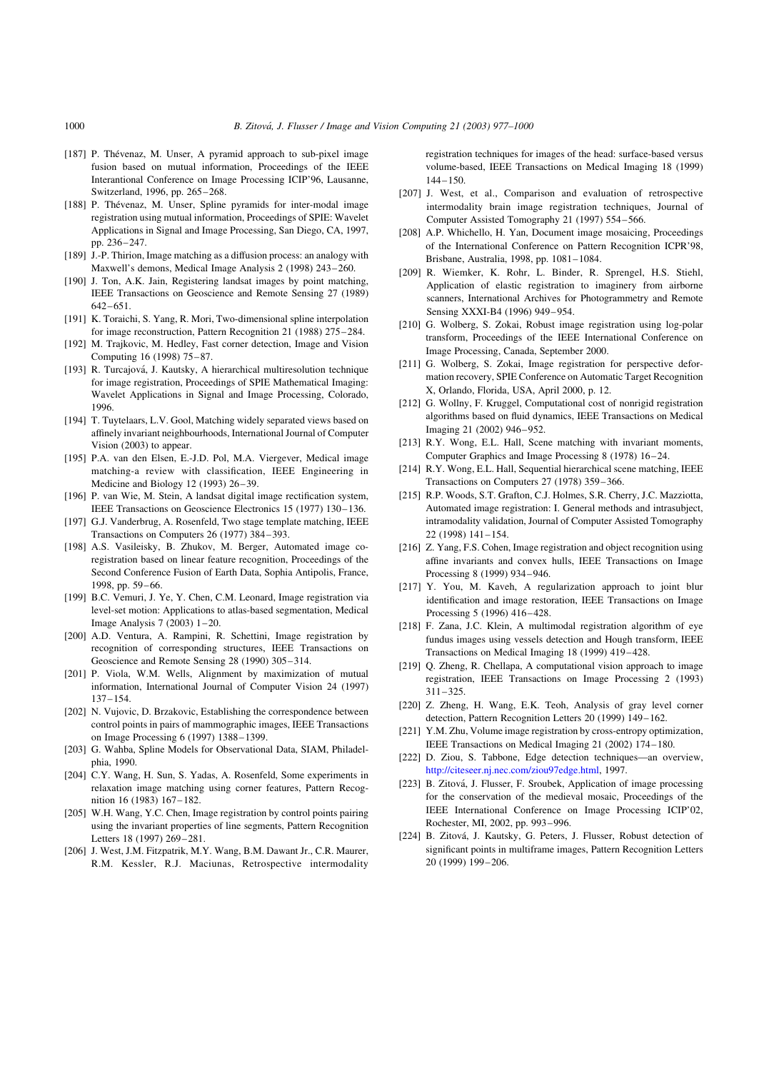[187] P. Thévenaz, M. Unser, A pyramid approach to sub-pixel image fusion based on mutual information, Proceedings of the IEEE Interantional Conference on Image Processing ICIP'96, Lausanne, Switzerland, 1996, pp. 265–268.

[188] P. Thévenaz, M. Unser, Spline pyramids for inter-modal image registration using mutual information, Proceedings of SPIE: Wavelet Applications in Signal and Image Processing, San Diego, CA, 1997, pp. 236–247.

[189] J.-P. Thirion, Image matching as a diffusion process: an analogy with Maxwell's demons, Medical Image Analysis 2 (1998) 243–260.

[190] J. Ton, A.K. Jain, Registering landsat images by point matching, IEEE Transactions on Geoscience and Remote Sensing 27 (1989) 642–651.

[191] K. Toraichi, S. Yang, R. Mori, Two-dimensional spline interpolation for image reconstruction, Pattern Recognition 21 (1988) 275–284.

[192] M. Trajkovic, M. Hedley, Fast corner detection, Image and Vision Computing 16 (1998) 75–87.

[193] R. Turcajová, J. Kautsky, A hierarchical multiresolution technique for image registration, Proceedings of SPIE Mathematical Imaging: Wavelet Applications in Signal and Image Processing, Colorado, 1996.

[194] T. Tuytelaars, L.V. Gool, Matching widely separated views based on affinely invariant neighbourhoods, International Journal of Computer Vision (2003) to appear.

[195] P.A. van den Elsen, E.-J.D. Pol, M.A. Viergever, Medical image matching-a review with classification, IEEE Engineering in Medicine and Biology 12 (1993) 26–39.

[196] P. van Wie, M. Stein, A landsat digital image rectification system, IEEE Transactions on Geoscience Electronics 15 (1977) 130–136.

[197] G.J. Vanderbrug, A. Rosenfeld, Two stage template matching, IEEE Transactions on Computers 26 (1977) 384–393.

[198] A.S. Vasileisky, B. Zhukov, M. Berger, Automated image co-registration based on linear feature recognition, Proceedings of the Second Conference Fusion of Earth Data, Sophia Antipolis, France, 1998, pp. 59–66.

[199] B.C. Vemuri, J. Ye, Y. Chen, C.M. Leonard, Image registration via level-set motion: Applications to atlas-based segmentation, Medical Image Analysis 7 (2003) 1–20.

[200] A.D. Ventura, A. Rampini, R. Schettini, Image registration by recognition of corresponding structures, IEEE Transactions on Geoscience and Remote Sensing 28 (1990) 305–314.

[201] P. Viola, W.M. Wells, Alignment by maximization of mutual information, International Journal of Computer Vision 24 (1997) 137–154.

[202] N. Vujovic, D. Brzakovic, Establishing the correspondence between control points in pairs of mammographic images, IEEE Transactions on Image Processing 6 (1997) 1388–1399.

[203] G. Wahba, Spline Models for Observational Data, SIAM, Philadelphia, 1990.

[204] C.Y. Wang, H. Sun, S. Yadas, A. Rosenfeld, Some experiments in relaxation image matching using corner features, Pattern Recognition 16 (1983) 167–182.

[205] W.H. Wang, Y.C. Chen, Image registration by control points pairing using the invariant properties of line segments, Pattern Recognition Letters 18 (1997) 269–281.

[206] J. West, J.M. Fitzpatrik, M.Y. Wang, B.M. Dawant Jr., C.R. Maurer, R.M. Kessler, R.J. Maciunas, Retrospective intermodality registration techniques for images of the head: surface-based versus volume-based, IEEE Transactions on Medical Imaging 18 (1999) 144–150.

[207] J. West, et al., Comparison and evaluation of retrospective intermodality brain image registration techniques, Journal of Computer Assisted Tomography 21 (1997) 554–566.

[208] A.P. Whichello, H. Yan, Document image mosaicing, Proceedings of the International Conference on Pattern Recognition ICPR'98, Brisbane, Australia, 1998, pp. 1081–1084.

[209] R. Wiemker, K. Rohr, L. Binder, R. Sprengel, H.S. Stiehl, Application of elastic registration to imaginery from airborne scanners, International Archives for Photogrammetry and Remote Sensing XXXI-B4 (1996) 949–954.

[210] G. Wolberg, S. Zokai, Robust image registration using log-polar transform, Proceedings of the IEEE International Conference on Image Processing, Canada, September 2000.

[211] G. Wolberg, S. Zokai, Image registration for perspective deformation recovery, SPIE Conference on Automatic Target Recognition X, Orlando, Florida, USA, April 2000, p. 12.

[212] G. Wollny, F. Kruggel, Computational cost of nonrigid registration algorithms based on fluid dynamics, IEEE Transactions on Medical Imaging 21 (2002) 946–952.

[213] R.Y. Wong, E.L. Hall, Scene matching with invariant moments, Computer Graphics and Image Processing 8 (1978) 16–24.

[214] R.Y. Wong, E.L. Hall, Sequential hierarchical scene matching, IEEE Transactions on Computers 27 (1978) 359–366.

[215] R.P. Woods, S.T. Grafton, C.J. Holmes, S.R. Cherry, J.C. Mazziotta, Automated image registration: I. General methods and intrasubject, intramodality validation, Journal of Computer Assisted Tomography 22 (1998) 141–154.

[216] Z. Yang, F.S. Cohen, Image registration and object recognition using affine invariants and convex hulls, IEEE Transactions on Image Processing 8 (1999) 934–946.

[217] Y. You, M. Kaveh, A regularization approach to joint blur identification and image restoration, IEEE Transactions on Image Processing 5 (1996) 416–428.

[218] F. Zana, J.C. Klein, A multimodal registration algorithm of eye fundus images using vessels detection and Hough transform, IEEE Transactions on Medical Imaging 18 (1999) 419–428.

[219] Q. Zheng, R. Chellapa, A computational vision approach to image registration, IEEE Transactions on Image Processing 2 (1993) 311–325.

[220] Z. Zheng, H. Wang, E.K. Teoh, Analysis of gray level corner detection, Pattern Recognition Letters 20 (1999) 149–162.

[221] Y.M. Zhu, Volume image registration by cross-entropy optimization, IEEE Transactions on Medical Imaging 21 (2002) 174–180.

[222] D. Ziou, S. Tabbone, Edge detection techniques—an overview, http://citeseer.nj.nec.com/ziou97edge.html, 1997.

[223] B. Zitová, J. Flusser, F. Sroubek, Application of image processing for the conservation of the medieval mosaic, Proceedings of the IEEE International Conference on Image Processing ICIP'02, Rochester, MI, 2002, pp. 993–996.

[224] B. Zitová, J. Kautsky, G. Peters, J. Flusser, Robust detection of significant points in multiframe images, Pattern Recognition Letters 20 (1999) 199–206.